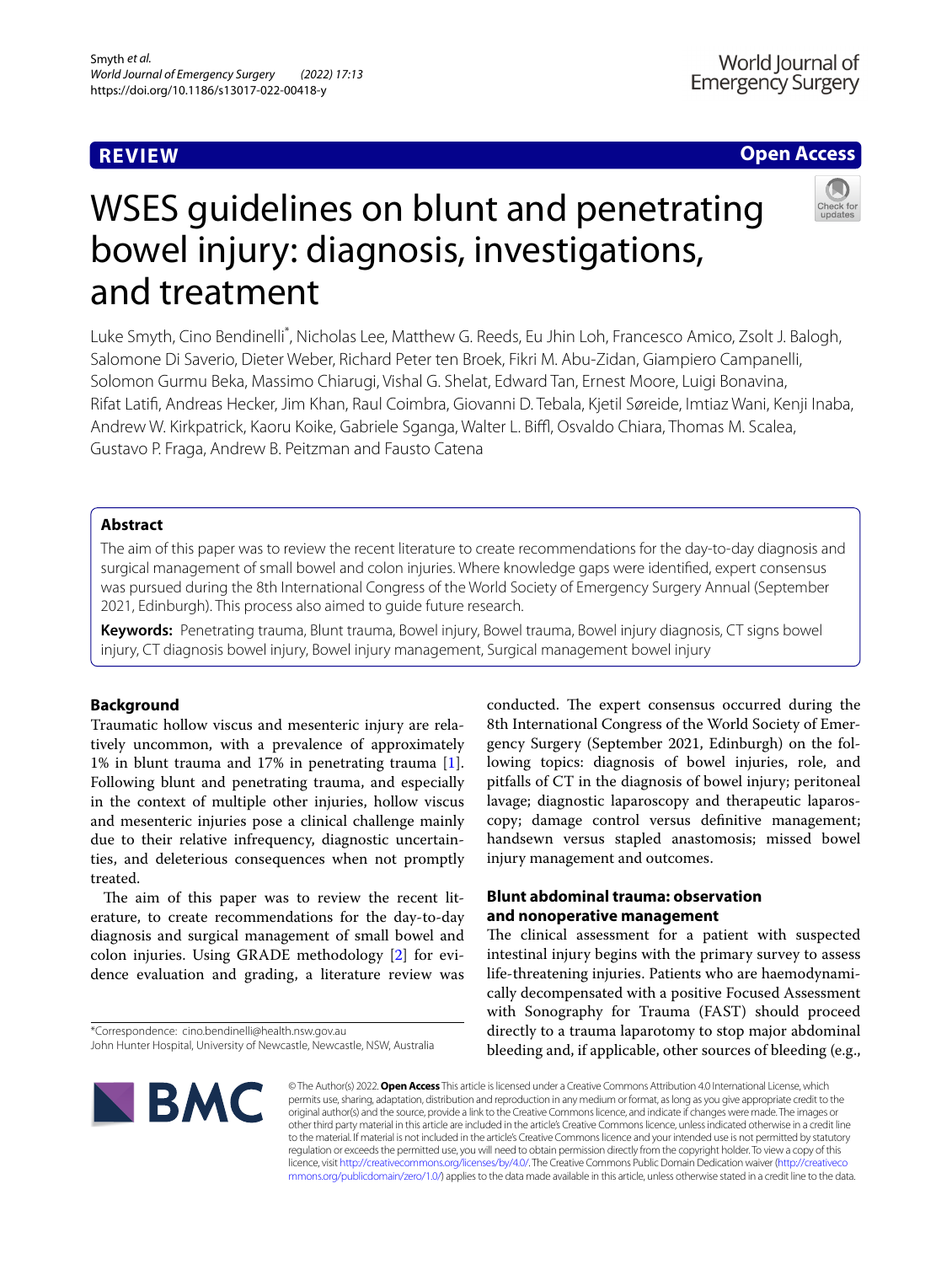REVIEW

Open Access

# WSES guidelines on blunt and penetrating bowel injury: diagnosis, investigations, and treatment

Luke Smyth, Cino Bendinelli*, Nicholas Lee, Matthew G. Reeds, Eu Jhin Loh, Francesco Amico, Zsolt J. Balogh, Salomone Di Saverio, Dieter Weber, Richard Peter ten Broek, Fikri M. Abu-Zidan, Giampiero Campanelli, Solomon Gurmu Beka, Massimo Chiarugi, Vishal G. Shelat, Edward Tan, Ernest Moore, Luigi Bonavina, Rifat Latifi, Andreas Hecker, Jim Khan, Raul Coimbra, Giovanni D. Tebala, Kjetil Søreide, Imtiaz Wani, Kenji Inaba, Andrew W. Kirkpatrick, Kaoru Koike, Gabriele Sganga, Walter L. Biffl, Osvaldo Chiara, Thomas M. Scalea, Gustavo P. Fraga, Andrew B. Peitzman and Fausto Catena

## Abstract

The aim of this paper was to review the recent literature to create recommendations for the day-to-day diagnosis and surgical management of small bowel and colon injuries. Where knowledge gaps were identified, expert consensus was pursued during the 8th International Congress of the World Society of Emergency Surgery Annual (September 2021, Edinburgh). This process also aimed to guide future research.

**Keywords:** Penetrating trauma, Blunt trauma, Bowel injury, Bowel trauma, Bowel injury diagnosis, CT signs bowel injury, CT diagnosis bowel injury, Bowel injury management, Surgical management bowel injury

## Background

Traumatic hollow viscus and mesenteric injury are relatively uncommon, with a prevalence of approximately 1% in blunt trauma and 17% in penetrating trauma [1]. Following blunt and penetrating trauma, and especially in the context of multiple other injuries, hollow viscus and mesenteric injuries pose a clinical challenge mainly due to their relative infrequency, diagnostic uncertainties, and deleterious consequences when not promptly treated.

The aim of this paper was to review the recent literature, to create recommendations for the day-to-day diagnosis and surgical management of small bowel and colon injuries. Using GRADE methodology [2] for evidence evaluation and grading, a literature review was conducted. The expert consensus occurred during the 8th International Congress of the World Society of Emergency Surgery (September 2021, Edinburgh) on the following topics: diagnosis of bowel injuries, role, and pitfalls of CT in the diagnosis of bowel injury; peritoneal lavage; diagnostic laparoscopy and therapeutic laparoscopy; damage control versus definitive management; handsewn versus stapled anastomosis; missed bowel injury management and outcomes.

## Blunt abdominal trauma: observation and nonoperative management

The clinical assessment for a patient with suspected intestinal injury begins with the primary survey to assess life-threatening injuries. Patients who are haemodynamically decompensated with a positive Focused Assessment with Sonography for Trauma (FAST) should proceed directly to a trauma laparotomy to stop major abdominal bleeding and, if applicable, other sources of bleeding (e.g.,

*Correspondence: cino.bendinelli@health.nsw.gov.au
John Hunter Hospital, University of Newcastle, Newcastle, NSW, Australia

© The Author(s) 2022. **Open Access** This article is licensed under a Creative Commons Attribution 4.0 International License, which permits use, sharing, adaptation, distribution and reproduction in any medium or format, as long as you give appropriate credit to the original author(s) and the source, provide a link to the Creative Commons licence, and indicate if changes were made. The images or other third party material in this article are included in the article's Creative Commons licence, unless indicated otherwise in a credit line to the material. If material is not included in the article's Creative Commons licence and your intended use is not permitted by statutory regulation or exceeds the permitted use, you will need to obtain permission directly from the copyright holder. To view a copy of this licence, visit http://creativecommons.org/licenses/by/4.0/. The Creative Commons Public Domain Dedication waiver (http://creativecommons.org/publicdomain/zero/1.0/) applies to the data made available in this article, unless otherwise stated in a credit line to the data.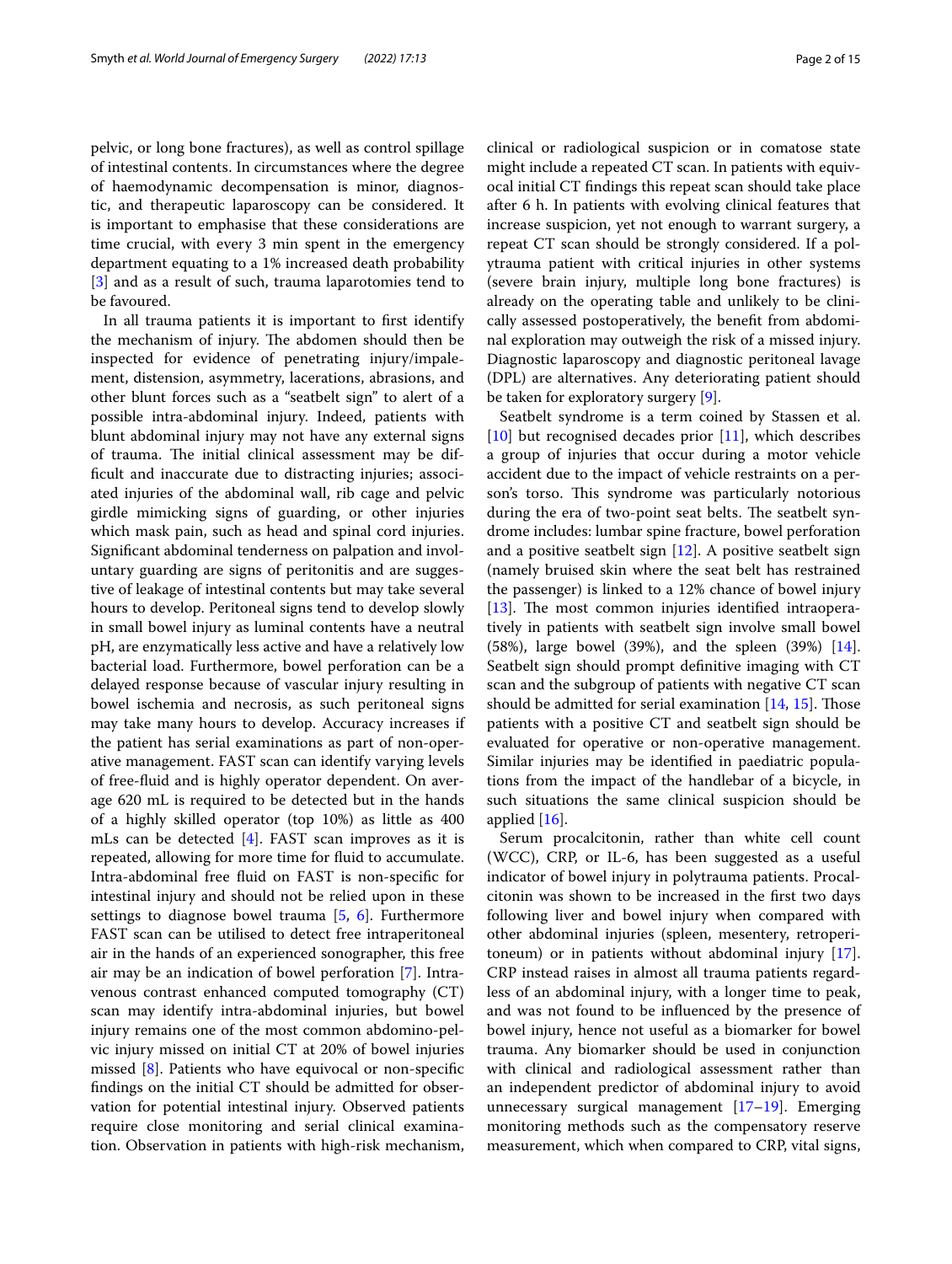pelvic, or long bone fractures), as well as control spillage of intestinal contents. In circumstances where the degree of haemodynamic decompensation is minor, diagnostic, and therapeutic laparoscopy can be considered. It is important to emphasise that these considerations are time crucial, with every 3 min spent in the emergency department equating to a 1% increased death probability [3] and as a result of such, trauma laparotomies tend to be favoured.

In all trauma patients it is important to first identify the mechanism of injury. The abdomen should then be inspected for evidence of penetrating injury/impalement, distension, asymmetry, lacerations, abrasions, and other blunt forces such as a "seatbelt sign" to alert of a possible intra-abdominal injury. Indeed, patients with blunt abdominal injury may not have any external signs of trauma. The initial clinical assessment may be difficult and inaccurate due to distracting injuries; associated injuries of the abdominal wall, rib cage and pelvic girdle mimicking signs of guarding, or other injuries which mask pain, such as head and spinal cord injuries. Significant abdominal tenderness on palpation and involuntary guarding are signs of peritonitis and are suggestive of leakage of intestinal contents but may take several hours to develop. Peritoneal signs tend to develop slowly in small bowel injury as luminal contents have a neutral pH, are enzymatically less active and have a relatively low bacterial load. Furthermore, bowel perforation can be a delayed response because of vascular injury resulting in bowel ischemia and necrosis, as such peritoneal signs may take many hours to develop. Accuracy increases if the patient has serial examinations as part of non-operative management. FAST scan can identify varying levels of free-fluid and is highly operator dependent. On average 620 mL is required to be detected but in the hands of a highly skilled operator (top 10%) as little as 400 mLs can be detected [4]. FAST scan improves as it is repeated, allowing for more time for fluid to accumulate. Intra-abdominal free fluid on FAST is non-specific for intestinal injury and should not be relied upon in these settings to diagnose bowel trauma [5, 6]. Furthermore FAST scan can be utilised to detect free intraperitoneal air in the hands of an experienced sonographer, this free air may be an indication of bowel perforation [7]. Intravenous contrast enhanced computed tomography (CT) scan may identify intra-abdominal injuries, but bowel injury remains one of the most common abdomino-pelvic injury missed on initial CT at 20% of bowel injuries missed [8]. Patients who have equivocal or non-specific findings on the initial CT should be admitted for observation for potential intestinal injury. Observed patients require close monitoring and serial clinical examination. Observation in patients with high-risk mechanism, clinical or radiological suspicion or in comatose state might include a repeated CT scan. In patients with equivocal initial CT findings this repeat scan should take place after 6 h. In patients with evolving clinical features that increase suspicion, yet not enough to warrant surgery, a repeat CT scan should be strongly considered. If a polytrauma patient with critical injuries in other systems (severe brain injury, multiple long bone fractures) is already on the operating table and unlikely to be clinically assessed postoperatively, the benefit from abdominal exploration may outweigh the risk of a missed injury. Diagnostic laparoscopy and diagnostic peritoneal lavage (DPL) are alternatives. Any deteriorating patient should be taken for exploratory surgery [9].

Seatbelt syndrome is a term coined by Stassen et al. [10] but recognised decades prior [11], which describes a group of injuries that occur during a motor vehicle accident due to the impact of vehicle restraints on a person's torso. This syndrome was particularly notorious during the era of two-point seat belts. The seatbelt syndrome includes: lumbar spine fracture, bowel perforation and a positive seatbelt sign [12]. A positive seatbelt sign (namely bruised skin where the seat belt has restrained the passenger) is linked to a 12% chance of bowel injury [13]. The most common injuries identified intraoperatively in patients with seatbelt sign involve small bowel (58%), large bowel (39%), and the spleen (39%) [14]. Seatbelt sign should prompt definitive imaging with CT scan and the subgroup of patients with negative CT scan should be admitted for serial examination [14, 15]. Those patients with a positive CT and seatbelt sign should be evaluated for operative or non-operative management. Similar injuries may be identified in paediatric populations from the impact of the handlebar of a bicycle, in such situations the same clinical suspicion should be applied [16].

Serum procalcitonin, rather than white cell count (WCC), CRP, or IL-6, has been suggested as a useful indicator of bowel injury in polytrauma patients. Procalcitonin was shown to be increased in the first two days following liver and bowel injury when compared with other abdominal injuries (spleen, mesentery, retroperitoneum) or in patients without abdominal injury [17]. CRP instead raises in almost all trauma patients regardless of an abdominal injury, with a longer time to peak, and was not found to be influenced by the presence of bowel injury, hence not useful as a biomarker for bowel trauma. Any biomarker should be used in conjunction with clinical and radiological assessment rather than an independent predictor of abdominal injury to avoid unnecessary surgical management [17–19]. Emerging monitoring methods such as the compensatory reserve measurement, which when compared to CRP, vital signs,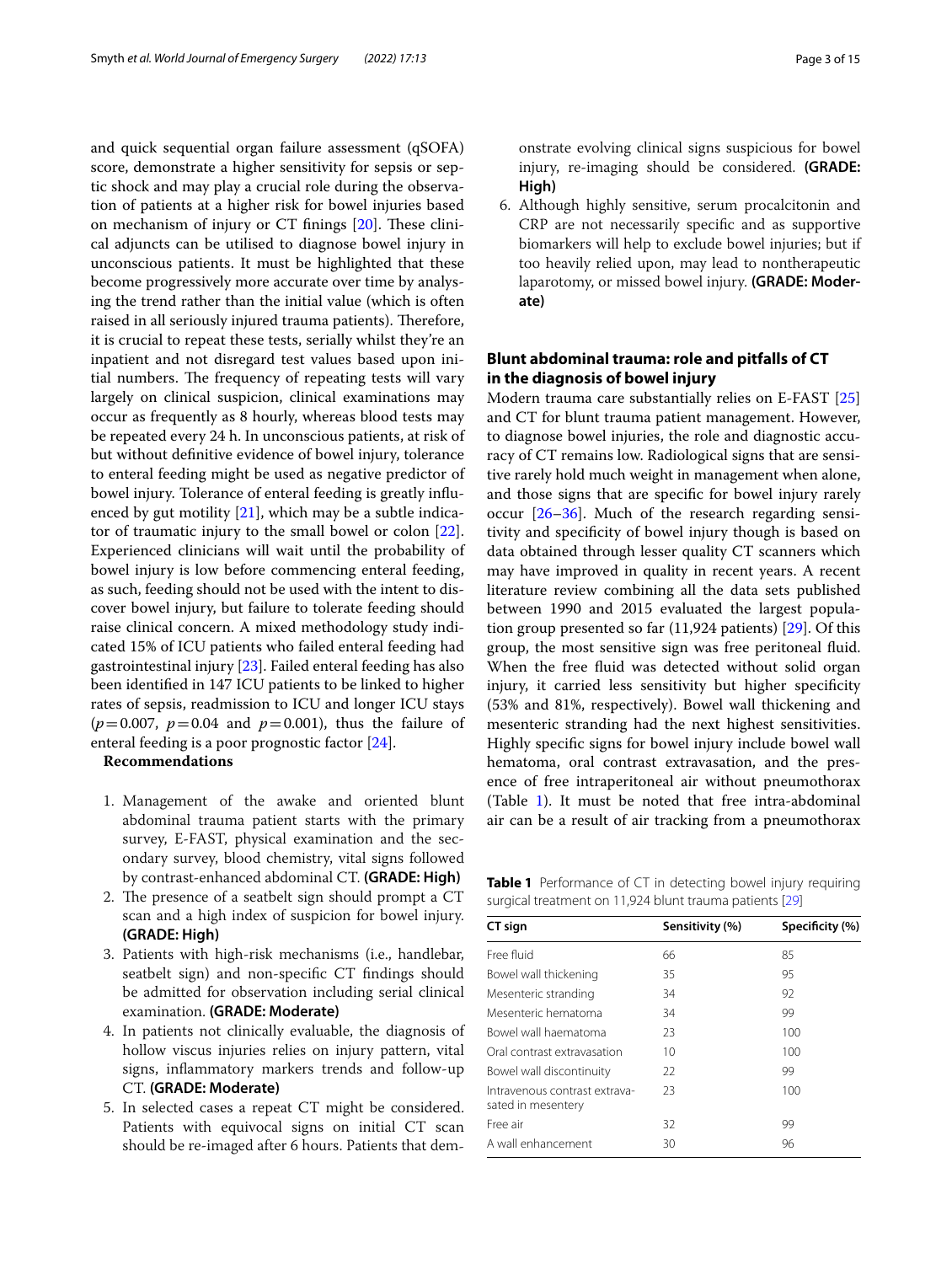and quick sequential organ failure assessment (qSOFA) score, demonstrate a higher sensitivity for sepsis or septic shock and may play a crucial role during the observation of patients at a higher risk for bowel injuries based on mechanism of injury or CT finings [20]. These clinical adjuncts can be utilised to diagnose bowel injury in unconscious patients. It must be highlighted that these become progressively more accurate over time by analysing the trend rather than the initial value (which is often raised in all seriously injured trauma patients). Therefore, it is crucial to repeat these tests, serially whilst they're an inpatient and not disregard test values based upon initial numbers. The frequency of repeating tests will vary largely on clinical suspicion, clinical examinations may occur as frequently as 8 hourly, whereas blood tests may be repeated every 24 h. In unconscious patients, at risk of but without definitive evidence of bowel injury, tolerance to enteral feeding might be used as negative predictor of bowel injury. Tolerance of enteral feeding is greatly influenced by gut motility [21], which may be a subtle indicator of traumatic injury to the small bowel or colon [22]. Experienced clinicians will wait until the probability of bowel injury is low before commencing enteral feeding, as such, feeding should not be used with the intent to discover bowel injury, but failure to tolerate feeding should raise clinical concern. A mixed methodology study indicated 15% of ICU patients who failed enteral feeding had gastrointestinal injury [23]. Failed enteral feeding has also been identified in 147 ICU patients to be linked to higher rates of sepsis, readmission to ICU and longer ICU stays ($p=0.007$, $p=0.04$ and $p=0.001$), thus the failure of enteral feeding is a poor prognostic factor [24].

**Recommendations**

1. Management of the awake and oriented blunt abdominal trauma patient starts with the primary survey, E-FAST, physical examination and the secondary survey, blood chemistry, vital signs followed by contrast-enhanced abdominal CT. **(GRADE: High)**
2. The presence of a seatbelt sign should prompt a CT scan and a high index of suspicion for bowel injury. **(GRADE: High)**
3. Patients with high-risk mechanisms (i.e., handlebar, seatbelt sign) and non-specific CT findings should be admitted for observation including serial clinical examination. **(GRADE: Moderate)**
4. In patients not clinically evaluable, the diagnosis of hollow viscus injuries relies on injury pattern, vital signs, inflammatory markers trends and follow-up CT. **(GRADE: Moderate)**
5. In selected cases a repeat CT might be considered. Patients with equivocal signs on initial CT scan should be re-imaged after 6 hours. Patients that demonstrate evolving clinical signs suspicious for bowel injury, re-imaging should be considered. **(GRADE: High)**
6. Although highly sensitive, serum procalcitonin and CRP are not necessarily specific and as supportive biomarkers will help to exclude bowel injuries; but if too heavily relied upon, may lead to nontherapeutic laparotomy, or missed bowel injury. **(GRADE: Moderate)**

## Blunt abdominal trauma: role and pitfalls of CT in the diagnosis of bowel injury

Modern trauma care substantially relies on E-FAST [25] and CT for blunt trauma patient management. However, to diagnose bowel injuries, the role and diagnostic accuracy of CT remains low. Radiological signs that are sensitive rarely hold much weight in management when alone, and those signs that are specific for bowel injury rarely occur [26–36]. Much of the research regarding sensitivity and specificity of bowel injury though is based on data obtained through lesser quality CT scanners which may have improved in quality in recent years. A recent literature review combining all the data sets published between 1990 and 2015 evaluated the largest population group presented so far (11,924 patients) [29]. Of this group, the most sensitive sign was free peritoneal fluid. When the free fluid was detected without solid organ injury, it carried less sensitivity but higher specificity (53% and 81%, respectively). Bowel wall thickening and mesenteric stranding had the next highest sensitivities. Highly specific signs for bowel injury include bowel wall hematoma, oral contrast extravasation, and the presence of free intraperitoneal air without pneumothorax (Table 1). It must be noted that free intra-abdominal air can be a result of air tracking from a pneumothorax

**Table 1** Performance of CT in detecting bowel injury requiring surgical treatment on 11,924 blunt trauma patients [29]

| CT sign | Sensitivity (%) | Specificity (%) |
|---|---|---|
| Free fluid | 66 | 85 |
| Bowel wall thickening | 35 | 95 |
| Mesenteric stranding | 34 | 92 |
| Mesenteric hematoma | 34 | 99 |
| Bowel wall haematoma | 23 | 100 |
| Oral contrast extravasation | 10 | 100 |
| Bowel wall discontinuity | 22 | 99 |
| Intravenous contrast extravasated in mesentery | 23 | 100 |
| Free air | 32 | 99 |
| A wall enhancement | 30 | 96 |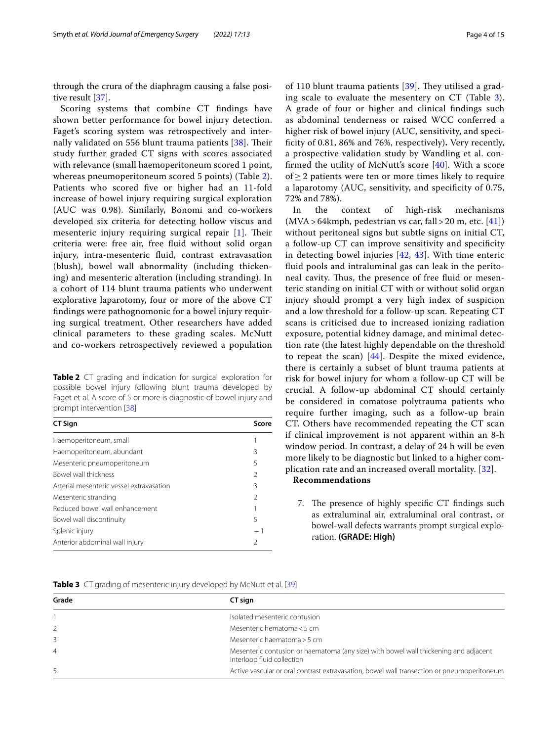through the crura of the diaphragm causing a false positive result [37].

Scoring systems that combine CT findings have shown better performance for bowel injury detection. Faget's scoring system was retrospectively and internally validated on 556 blunt trauma patients [38]. Their study further graded CT signs with scores associated with relevance (small haemoperitoneum scored 1 point, whereas pneumoperitoneum scored 5 points) (Table 2). Patients who scored five or higher had an 11-fold increase of bowel injury requiring surgical exploration (AUC was 0.98). Similarly, Bonomi and co-workers developed six criteria for detecting hollow viscus and mesenteric injury requiring surgical repair [1]. Their criteria were: free air, free fluid without solid organ injury, intra-mesenteric fluid, contrast extravasation (blush), bowel wall abnormality (including thickening) and mesenteric alteration (including stranding). In a cohort of 114 blunt trauma patients who underwent explorative laparotomy, four or more of the above CT findings were pathognomonic for a bowel injury requiring surgical treatment. Other researchers have added clinical parameters to these grading scales. McNutt and co-workers retrospectively reviewed a population of 110 blunt trauma patients [39]. They utilised a grading scale to evaluate the mesentery on CT (Table 3). A grade of four or higher and clinical findings such as abdominal tenderness or raised WCC conferred a higher risk of bowel injury (AUC, sensitivity, and specificity of 0.81, 86% and 76%, respectively)**.** Very recently, a prospective validation study by Wandling et al. confirmed the utility of McNutt's score [40]. With a score of $\geq 2$ patients were ten or more times likely to require a laparotomy (AUC, sensitivity, and specificity of 0.75, 72% and 78%).

**Table 2** CT grading and indication for surgical exploration for possible bowel injury following blunt trauma developed by Faget et al. A score of 5 or more is diagnostic of bowel injury and prompt intervention [38]

| CT Sign | Score |
|---|---|
| Haemoperitoneum, small | 1 |
| Haemoperitoneum, abundant | 3 |
| Mesenteric pneumoperitoneum | 5 |
| Bowel wall thickness | 2 |
| Arterial mesenteric vessel extravasation | 3 |
| Mesenteric stranding | 2 |
| Reduced bowel wall enhancement | 1 |
| Bowel wall discontinuity | 5 |
| Splenic injury | −1 |
| Anterior abdominal wall injury | 2 |

In the context of high-risk mechanisms (MVA > 64kmph, pedestrian vs car, fall > 20 m, etc. [41]) without peritoneal signs but subtle signs on initial CT, a follow-up CT can improve sensitivity and specificity in detecting bowel injuries [42, 43]. With time enteric fluid pools and intraluminal gas can leak in the peritoneal cavity. Thus, the presence of free fluid or mesenteric standing on initial CT with or without solid organ injury should prompt a very high index of suspicion and a low threshold for a follow-up scan. Repeating CT scans is criticised due to increased ionizing radiation exposure, potential kidney damage, and minimal detection rate (the latest highly dependable on the threshold to repeat the scan) [44]. Despite the mixed evidence, there is certainly a subset of blunt trauma patients at risk for bowel injury for whom a follow-up CT will be crucial. A follow-up abdominal CT should certainly be considered in comatose polytrauma patients who require further imaging, such as a follow-up brain CT. Others have recommended repeating the CT scan if clinical improvement is not apparent within an 8-h window period. In contrast, a delay of 24 h will be even more likely to be diagnostic but linked to a higher complication rate and an increased overall mortality. [32].

**Recommendations**

7. The presence of highly specific CT findings such as extraluminal air, extraluminal oral contrast, or bowel-wall defects warrants prompt surgical exploration. **(GRADE: High)**

**Table 3** CT grading of mesenteric injury developed by McNutt et al. [39]

| Grade | CT sign |
|---|---|
| 1 | Isolated mesenteric contusion |
| 2 | Mesenteric hematoma < 5 cm |
| 3 | Mesenteric haematoma > 5 cm |
| 4 | Mesenteric contusion or haematoma (any size) with bowel wall thickening and adjacent interloop fluid collection |
| 5 | Active vascular or oral contrast extravasation, bowel wall transection or pneumoperitoneum |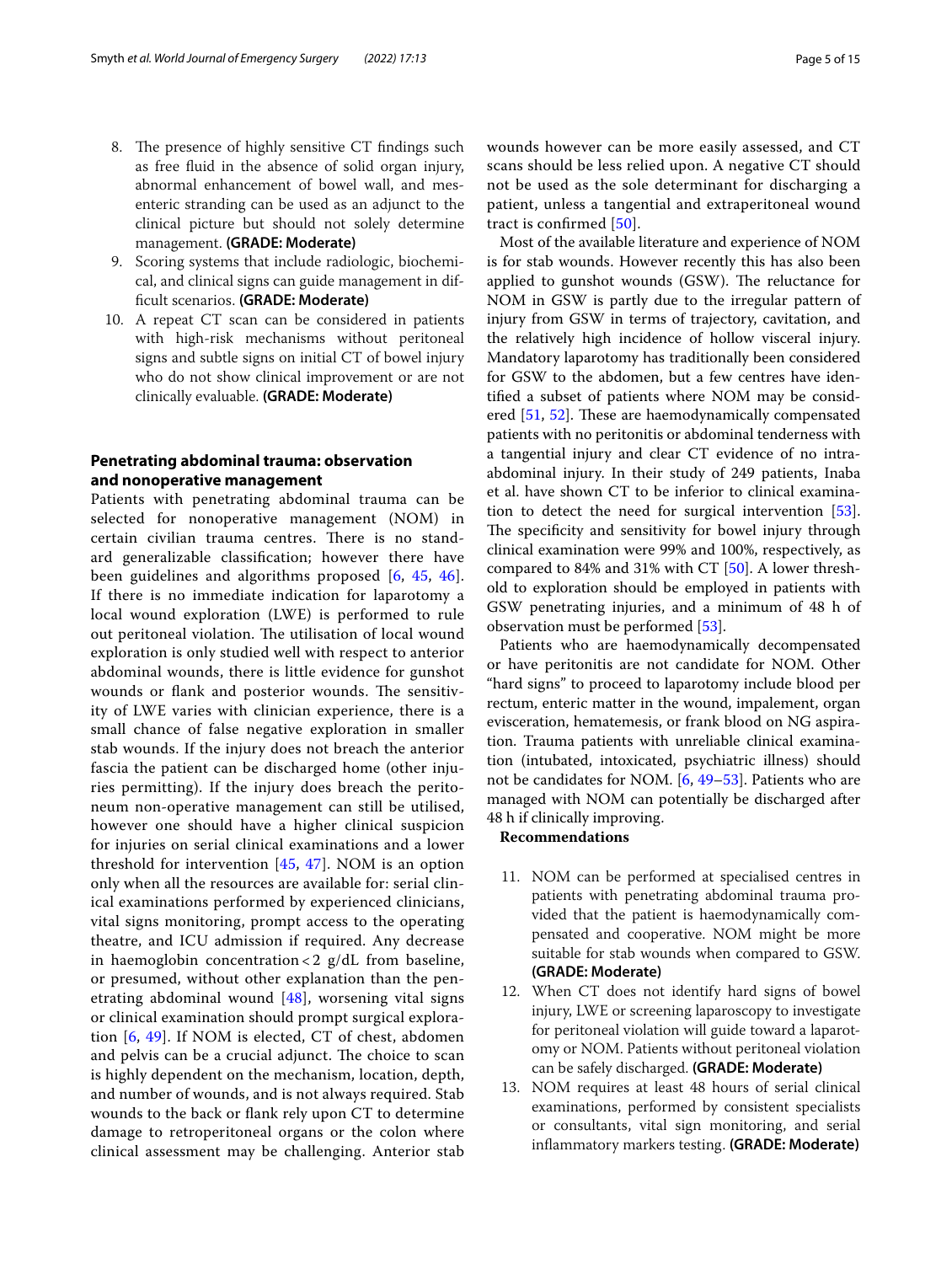8. The presence of highly sensitive CT findings such as free fluid in the absence of solid organ injury, abnormal enhancement of bowel wall, and mesenteric stranding can be used as an adjunct to the clinical picture but should not solely determine management. **(GRADE: Moderate)**
9. Scoring systems that include radiologic, biochemical, and clinical signs can guide management in difficult scenarios. **(GRADE: Moderate)**
10. A repeat CT scan can be considered in patients with high-risk mechanisms without peritoneal signs and subtle signs on initial CT of bowel injury who do not show clinical improvement or are not clinically evaluable. **(GRADE: Moderate)**

## Penetrating abdominal trauma: observation and nonoperative management

Patients with penetrating abdominal trauma can be selected for nonoperative management (NOM) in certain civilian trauma centres. There is no standard generalizable classification; however there have been guidelines and algorithms proposed [6, 45, 46]. If there is no immediate indication for laparotomy a local wound exploration (LWE) is performed to rule out peritoneal violation. The utilisation of local wound exploration is only studied well with respect to anterior abdominal wounds, there is little evidence for gunshot wounds or flank and posterior wounds. The sensitivity of LWE varies with clinician experience, there is a small chance of false negative exploration in smaller stab wounds. If the injury does not breach the anterior fascia the patient can be discharged home (other injuries permitting). If the injury does breach the peritoneum non-operative management can still be utilised, however one should have a higher clinical suspicion for injuries on serial clinical examinations and a lower threshold for intervention [45, 47]. NOM is an option only when all the resources are available for: serial clinical examinations performed by experienced clinicians, vital signs monitoring, prompt access to the operating theatre, and ICU admission if required. Any decrease in haemoglobin concentration $< 2$ g/dL from baseline, or presumed, without other explanation than the penetrating abdominal wound [48], worsening vital signs or clinical examination should prompt surgical exploration [6, 49]. If NOM is elected, CT of chest, abdomen and pelvis can be a crucial adjunct. The choice to scan is highly dependent on the mechanism, location, depth, and number of wounds, and is not always required. Stab wounds to the back or flank rely upon CT to determine damage to retroperitoneal organs or the colon where clinical assessment may be challenging. Anterior stab wounds however can be more easily assessed, and CT scans should be less relied upon. A negative CT should not be used as the sole determinant for discharging a patient, unless a tangential and extraperitoneal wound tract is confirmed [50].

Most of the available literature and experience of NOM is for stab wounds. However recently this has also been applied to gunshot wounds (GSW). The reluctance for NOM in GSW is partly due to the irregular pattern of injury from GSW in terms of trajectory, cavitation, and the relatively high incidence of hollow visceral injury. Mandatory laparotomy has traditionally been considered for GSW to the abdomen, but a few centres have identified a subset of patients where NOM may be considered [51, 52]. These are haemodynamically compensated patients with no peritonitis or abdominal tenderness with a tangential injury and clear CT evidence of no intra-abdominal injury. In their study of 249 patients, Inaba et al. have shown CT to be inferior to clinical examination to detect the need for surgical intervention [53]. The specificity and sensitivity for bowel injury through clinical examination were 99% and 100%, respectively, as compared to 84% and 31% with CT [50]. A lower threshold to exploration should be employed in patients with GSW penetrating injuries, and a minimum of 48 h of observation must be performed [53].

Patients who are haemodynamically decompensated or have peritonitis are not candidate for NOM. Other "hard signs" to proceed to laparotomy include blood per rectum, enteric matter in the wound, impalement, organ evisceration, hematemesis, or frank blood on NG aspiration. Trauma patients with unreliable clinical examination (intubated, intoxicated, psychiatric illness) should not be candidates for NOM. [6, 49–53]. Patients who are managed with NOM can potentially be discharged after 48 h if clinically improving.

**Recommendations**

11. NOM can be performed at specialised centres in patients with penetrating abdominal trauma provided that the patient is haemodynamically compensated and cooperative. NOM might be more suitable for stab wounds when compared to GSW. **(GRADE: Moderate)**
12. When CT does not identify hard signs of bowel injury, LWE or screening laparoscopy to investigate for peritoneal violation will guide toward a laparotomy or NOM. Patients without peritoneal violation can be safely discharged. **(GRADE: Moderate)**
13. NOM requires at least 48 hours of serial clinical examinations, performed by consistent specialists or consultants, vital sign monitoring, and serial inflammatory markers testing. **(GRADE: Moderate)**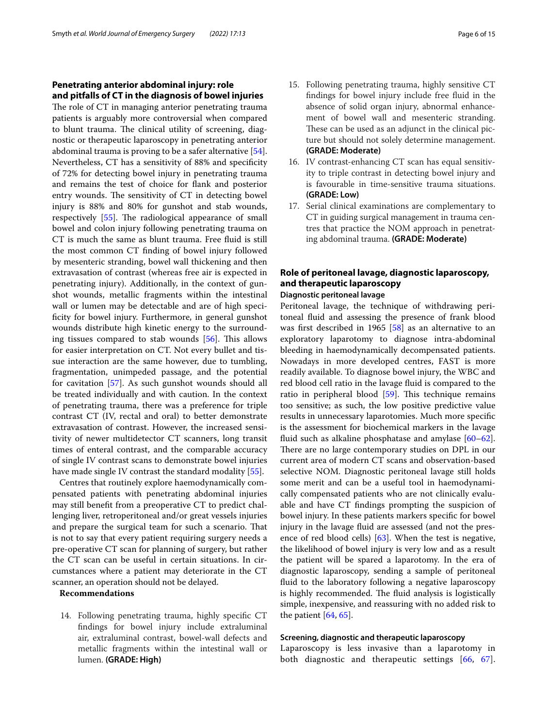## Penetrating anterior abdominal injury: role and pitfalls of CT in the diagnosis of bowel injuries

The role of CT in managing anterior penetrating trauma patients is arguably more controversial when compared to blunt trauma. The clinical utility of screening, diagnostic or therapeutic laparoscopy in penetrating anterior abdominal trauma is proving to be a safer alternative [54]. Nevertheless, CT has a sensitivity of 88% and specificity of 72% for detecting bowel injury in penetrating trauma and remains the test of choice for flank and posterior entry wounds. The sensitivity of CT in detecting bowel injury is 88% and 80% for gunshot and stab wounds, respectively [55]. The radiological appearance of small bowel and colon injury following penetrating trauma on CT is much the same as blunt trauma. Free fluid is still the most common CT finding of bowel injury followed by mesenteric stranding, bowel wall thickening and then extravasation of contrast (whereas free air is expected in penetrating injury). Additionally, in the context of gunshot wounds, metallic fragments within the intestinal wall or lumen may be detectable and are of high specificity for bowel injury. Furthermore, in general gunshot wounds distribute high kinetic energy to the surrounding tissues compared to stab wounds [56]. This allows for easier interpretation on CT. Not every bullet and tissue interaction are the same however, due to tumbling, fragmentation, unimpeded passage, and the potential for cavitation [57]. As such gunshot wounds should all be treated individually and with caution. In the context of penetrating trauma, there was a preference for triple contrast CT (IV, rectal and oral) to better demonstrate extravasation of contrast. However, the increased sensitivity of newer multidetector CT scanners, long transit times of enteral contrast, and the comparable accuracy of single IV contrast scans to demonstrate bowel injuries have made single IV contrast the standard modality [55].

Centres that routinely explore haemodynamically compensated patients with penetrating abdominal injuries may still benefit from a preoperative CT to predict challenging liver, retroperitoneal and/or great vessels injuries and prepare the surgical team for such a scenario. That is not to say that every patient requiring surgery needs a pre-operative CT scan for planning of surgery, but rather the CT scan can be useful in certain situations. In circumstances where a patient may deteriorate in the CT scanner, an operation should not be delayed.

**Recommendations**

14. Following penetrating trauma, highly specific CT findings for bowel injury include extraluminal air, extraluminal contrast, bowel-wall defects and metallic fragments within the intestinal wall or lumen. **(GRADE: High)**
15. Following penetrating trauma, highly sensitive CT findings for bowel injury include free fluid in the absence of solid organ injury, abnormal enhancement of bowel wall and mesenteric stranding. These can be used as an adjunct in the clinical picture but should not solely determine management. **(GRADE: Moderate)**
16. IV contrast-enhancing CT scan has equal sensitivity to triple contrast in detecting bowel injury and is favourable in time-sensitive trauma situations. **(GRADE: Low)**
17. Serial clinical examinations are complementary to CT in guiding surgical management in trauma centres that practice the NOM approach in penetrating abdominal trauma. **(GRADE: Moderate)**

## Role of peritoneal lavage, diagnostic laparoscopy, and therapeutic laparoscopy

### Diagnostic peritoneal lavage

Peritoneal lavage, the technique of withdrawing peritoneal fluid and assessing the presence of frank blood was first described in 1965 [58] as an alternative to an exploratory laparotomy to diagnose intra-abdominal bleeding in haemodynamically decompensated patients. Nowadays in more developed centres, FAST is more readily available. To diagnose bowel injury, the WBC and red blood cell ratio in the lavage fluid is compared to the ratio in peripheral blood [59]. This technique remains too sensitive; as such, the low positive predictive value results in unnecessary laparotomies. Much more specific is the assessment for biochemical markers in the lavage fluid such as alkaline phosphatase and amylase [60–62]. There are no large contemporary studies on DPL in our current area of modern CT scans and observation-based selective NOM. Diagnostic peritoneal lavage still holds some merit and can be a useful tool in haemodynamically compensated patients who are not clinically evaluable and have CT findings prompting the suspicion of bowel injury. In these patients markers specific for bowel injury in the lavage fluid are assessed (and not the presence of red blood cells) [63]. When the test is negative, the likelihood of bowel injury is very low and as a result the patient will be spared a laparotomy. In the era of diagnostic laparoscopy, sending a sample of peritoneal fluid to the laboratory following a negative laparoscopy is highly recommended. The fluid analysis is logistically simple, inexpensive, and reassuring with no added risk to the patient [64, 65].

### Screening, diagnostic and therapeutic laparoscopy

Laparoscopy is less invasive than a laparotomy in both diagnostic and therapeutic settings [66, 67].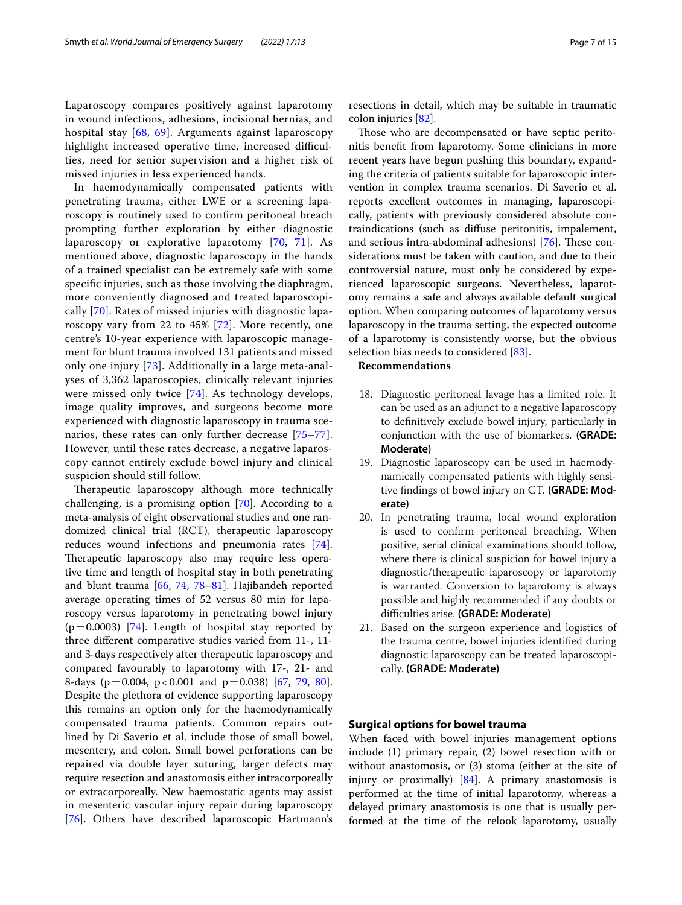Laparoscopy compares positively against laparotomy in wound infections, adhesions, incisional hernias, and hospital stay [68, 69]. Arguments against laparoscopy highlight increased operative time, increased difficulties, need for senior supervision and a higher risk of missed injuries in less experienced hands.

In haemodynamically compensated patients with penetrating trauma, either LWE or a screening laparoscopy is routinely used to confirm peritoneal breach prompting further exploration by either diagnostic laparoscopy or explorative laparotomy [70, 71]. As mentioned above, diagnostic laparoscopy in the hands of a trained specialist can be extremely safe with some specific injuries, such as those involving the diaphragm, more conveniently diagnosed and treated laparoscopically [70]. Rates of missed injuries with diagnostic laparoscopy vary from 22 to 45% [72]. More recently, one centre's 10-year experience with laparoscopic management for blunt trauma involved 131 patients and missed only one injury [73]. Additionally in a large meta-analyses of 3,362 laparoscopies, clinically relevant injuries were missed only twice [74]. As technology develops, image quality improves, and surgeons become more experienced with diagnostic laparoscopy in trauma scenarios, these rates can only further decrease [75–77]. However, until these rates decrease, a negative laparoscopy cannot entirely exclude bowel injury and clinical suspicion should still follow.

Therapeutic laparoscopy although more technically challenging, is a promising option [70]. According to a meta-analysis of eight observational studies and one randomized clinical trial (RCT), therapeutic laparoscopy reduces wound infections and pneumonia rates [74]. Therapeutic laparoscopy also may require less operative time and length of hospital stay in both penetrating and blunt trauma [66, 74, 78–81]. Hajibandeh reported average operating times of 52 versus 80 min for laparoscopy versus laparotomy in penetrating bowel injury ($p = 0.0003$) [74]. Length of hospital stay reported by three different comparative studies varied from 11-, 11- and 3-days respectively after therapeutic laparoscopy and compared favourably to laparotomy with 17-, 21- and 8-days ($p = 0.004$, $p < 0.001$ and $p = 0.038$) [67, 79, 80]. Despite the plethora of evidence supporting laparoscopy this remains an option only for the haemodynamically compensated trauma patients. Common repairs outlined by Di Saverio et al. include those of small bowel, mesentery, and colon. Small bowel perforations can be repaired via double layer suturing, larger defects may require resection and anastomosis either intracorporeally or extracorporeally. New haemostatic agents may assist in mesenteric vascular injury repair during laparoscopy [76]. Others have described laparoscopic Hartmann's resections in detail, which may be suitable in traumatic colon injuries [82].

Those who are decompensated or have septic peritonitis benefit from laparotomy. Some clinicians in more recent years have begun pushing this boundary, expanding the criteria of patients suitable for laparoscopic intervention in complex trauma scenarios. Di Saverio et al. reports excellent outcomes in managing, laparoscopically, patients with previously considered absolute contraindications (such as diffuse peritonitis, impalement, and serious intra-abdominal adhesions) [76]. These considerations must be taken with caution, and due to their controversial nature, must only be considered by experienced laparoscopic surgeons. Nevertheless, laparotomy remains a safe and always available default surgical option. When comparing outcomes of laparotomy versus laparoscopy in the trauma setting, the expected outcome of a laparotomy is consistently worse, but the obvious selection bias needs to considered [83].

**Recommendations**

18. Diagnostic peritoneal lavage has a limited role. It can be used as an adjunct to a negative laparoscopy to definitively exclude bowel injury, particularly in conjunction with the use of biomarkers. **(GRADE: Moderate)**
19. Diagnostic laparoscopy can be used in haemodynamically compensated patients with highly sensitive findings of bowel injury on CT. **(GRADE: Moderate)**
20. In penetrating trauma, local wound exploration is used to confirm peritoneal breaching. When positive, serial clinical examinations should follow, where there is clinical suspicion for bowel injury a diagnostic/therapeutic laparoscopy or laparotomy is warranted. Conversion to laparotomy is always possible and highly recommended if any doubts or difficulties arise. **(GRADE: Moderate)**
21. Based on the surgeon experience and logistics of the trauma centre, bowel injuries identified during diagnostic laparoscopy can be treated laparoscopically. **(GRADE: Moderate)**

## Surgical options for bowel trauma

When faced with bowel injuries management options include (1) primary repair, (2) bowel resection with or without anastomosis, or (3) stoma (either at the site of injury or proximally) [84]. A primary anastomosis is performed at the time of initial laparotomy, whereas a delayed primary anastomosis is one that is usually performed at the time of the relook laparotomy, usually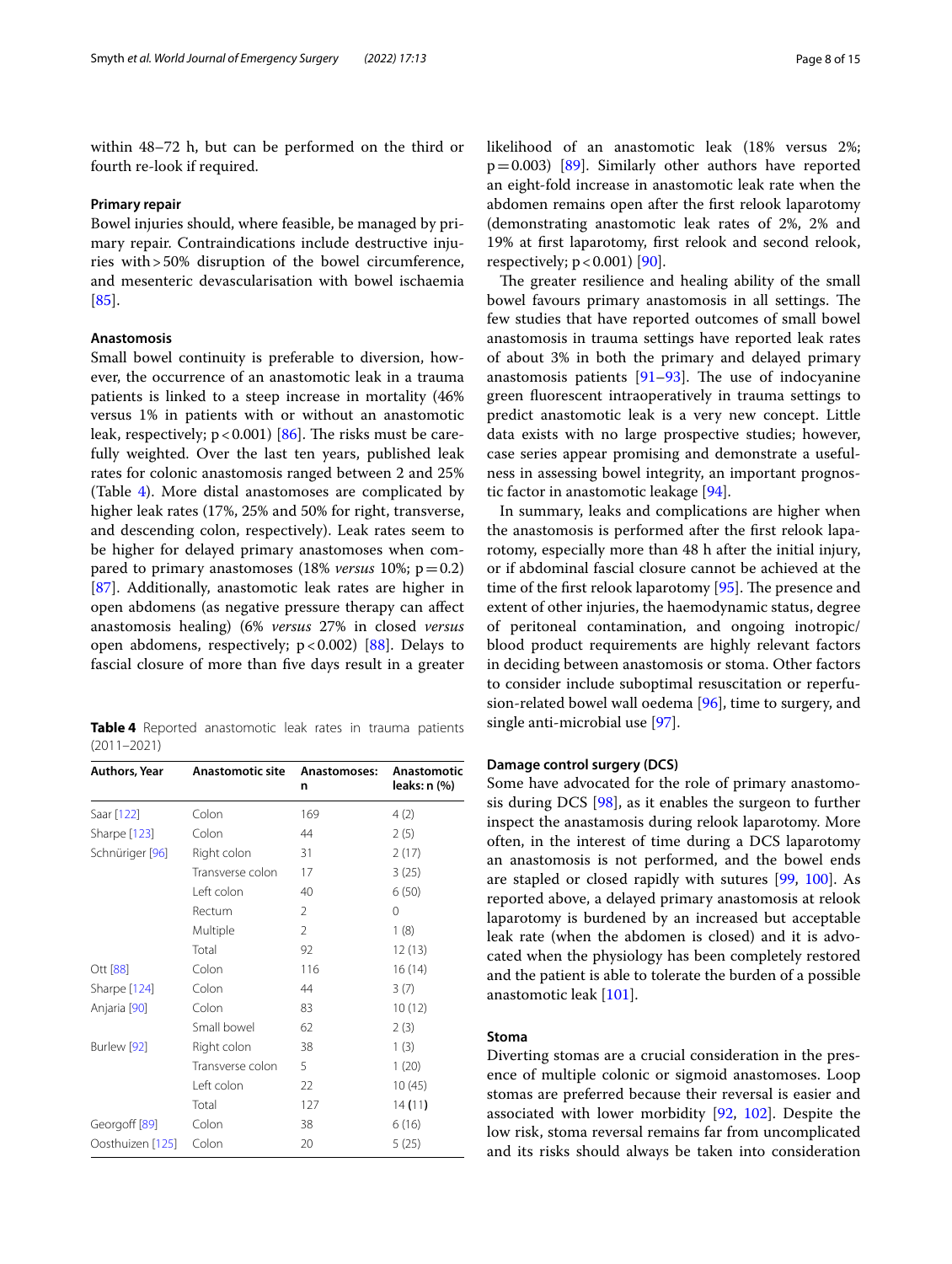within 48–72 h, but can be performed on the third or fourth re-look if required.

#### Primary repair

Bowel injuries should, where feasible, be managed by primary repair. Contraindications include destructive injuries with > 50% disruption of the bowel circumference, and mesenteric devascularisation with bowel ischaemia [85].

#### Anastomosis

Small bowel continuity is preferable to diversion, however, the occurrence of an anastomotic leak in a trauma patients is linked to a steep increase in mortality (46% versus 1% in patients with or without an anastomotic leak, respectively; $p < 0.001$) [86]. The risks must be carefully weighted. Over the last ten years, published leak rates for colonic anastomosis ranged between 2 and 25% (Table 4). More distal anastomoses are complicated by higher leak rates (17%, 25% and 50% for right, transverse, and descending colon, respectively). Leak rates seem to be higher for delayed primary anastomoses when compared to primary anastomoses (18% *versus* 10%; $p = 0.2$) [87]. Additionally, anastomotic leak rates are higher in open abdomens (as negative pressure therapy can affect anastomosis healing) (6% *versus* 27% in closed *versus* open abdomens, respectively; $p < 0.002$) [88]. Delays to fascial closure of more than five days result in a greater likelihood of an anastomotic leak (18% versus 2%; $p = 0.003$) [89]. Similarly other authors have reported an eight-fold increase in anastomotic leak rate when the abdomen remains open after the first relook laparotomy (demonstrating anastomotic leak rates of 2%, 2% and 19% at first laparotomy, first relook and second relook, respectively; $p < 0.001$) [90].

The greater resilience and healing ability of the small bowel favours primary anastomosis in all settings. The few studies that have reported outcomes of small bowel anastomosis in trauma settings have reported leak rates of about 3% in both the primary and delayed primary anastomosis patients [91–93]. The use of indocyanine green fluorescent intraoperatively in trauma settings to predict anastomotic leak is a very new concept. Little data exists with no large prospective studies; however, case series appear promising and demonstrate a usefulness in assessing bowel integrity, an important prognostic factor in anastomotic leakage [94].

In summary, leaks and complications are higher when the anastomosis is performed after the first relook laparotomy, especially more than 48 h after the initial injury, or if abdominal fascial closure cannot be achieved at the time of the first relook laparotomy [95]. The presence and extent of other injuries, the haemodynamic status, degree of peritoneal contamination, and ongoing inotropic/blood product requirements are highly relevant factors in deciding between anastomosis or stoma. Other factors to consider include suboptimal resuscitation or reperfusion-related bowel wall oedema [96], time to surgery, and single anti-microbial use [97].

**Table 4** Reported anastomotic leak rates in trauma patients (2011–2021)

| Authors, Year | Anastomotic site | Anastomoses: n | Anastomotic leaks: n (%) |
|---|---|---|---|
| Saar [122] | Colon | 169 | 4 (2) |
| Sharpe [123] | Colon | 44 | 2 (5) |
| Schnüriger [96] | Right colon | 31 | 2 (17) |
| | Transverse colon | 17 | 3 (25) |
| | Left colon | 40 | 6 (50) |
| | Rectum | 2 | 0 |
| | Multiple | 2 | 1 (8) |
| | Total | 92 | 12 (13) |
| Ott [88] | Colon | 116 | 16 (14) |
| Sharpe [124] | Colon | 44 | 3 (7) |
| Anjaria [90] | Colon | 83 | 10 (12) |
| | Small bowel | 62 | 2 (3) |
| Burlew [92] | Right colon | 38 | 1 (3) |
| | Transverse colon | 5 | 1 (20) |
| | Left colon | 22 | 10 (45) |
| | Total | 127 | 14 (11) |
| Georgoff [89] | Colon | 38 | 6 (16) |
| Oosthuizen [125] | Colon | 20 | 5 (25) |

#### Damage control surgery (DCS)

Some have advocated for the role of primary anastomosis during DCS [98], as it enables the surgeon to further inspect the anastamosis during relook laparotomy. More often, in the interest of time during a DCS laparotomy an anastomosis is not performed, and the bowel ends are stapled or closed rapidly with sutures [99, 100]. As reported above, a delayed primary anastomosis at relook laparotomy is burdened by an increased but acceptable leak rate (when the abdomen is closed) and it is advocated when the physiology has been completely restored and the patient is able to tolerate the burden of a possible anastomotic leak [101].

#### Stoma

Diverting stomas are a crucial consideration in the presence of multiple colonic or sigmoid anastomoses. Loop stomas are preferred because their reversal is easier and associated with lower morbidity [92, 102]. Despite the low risk, stoma reversal remains far from uncomplicated and its risks should always be taken into consideration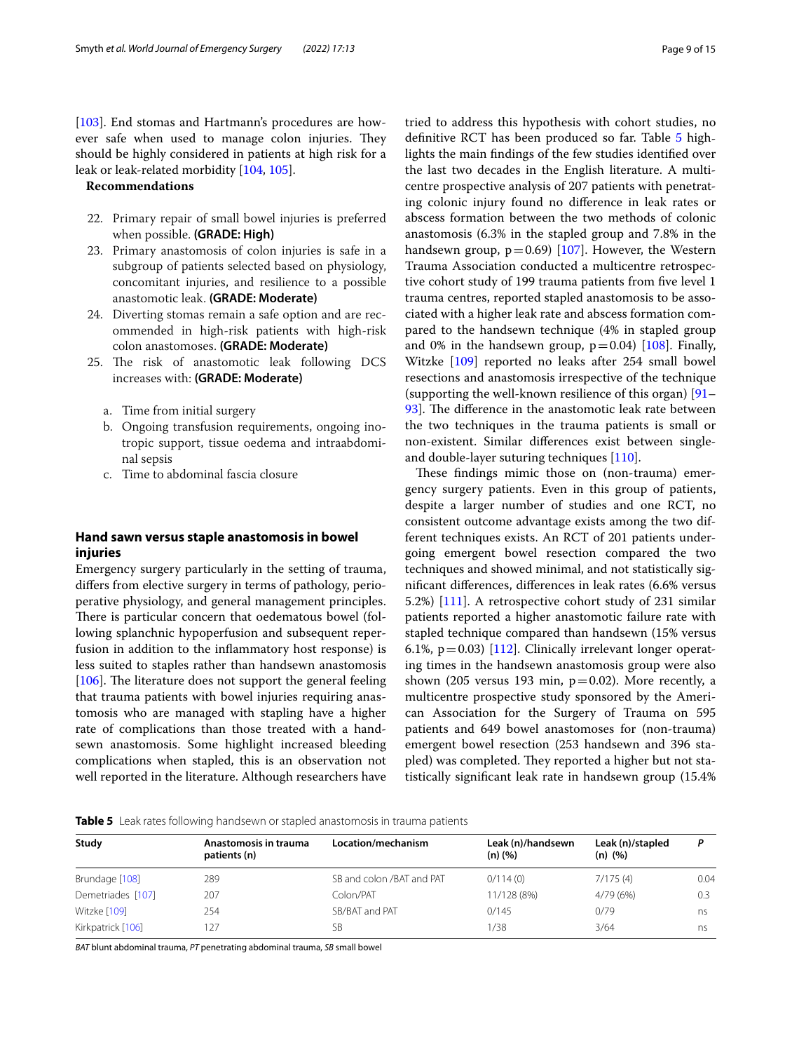[103]. End stomas and Hartmann's procedures are however safe when used to manage colon injuries. They should be highly considered in patients at high risk for a leak or leak-related morbidity [104, 105].

**Recommendations**

22. Primary repair of small bowel injuries is preferred when possible. **(GRADE: High)**
23. Primary anastomosis of colon injuries is safe in a subgroup of patients selected based on physiology, concomitant injuries, and resilience to a possible anastomotic leak. **(GRADE: Moderate)**
24. Diverting stomas remain a safe option and are recommended in high-risk patients with high-risk colon anastomoses. **(GRADE: Moderate)**
25. The risk of anastomotic leak following DCS increases with: **(GRADE: Moderate)**
    a. Time from initial surgery
    b. Ongoing transfusion requirements, ongoing inotropic support, tissue oedema and intraabdominal sepsis
    c. Time to abdominal fascia closure

## Hand sawn versus staple anastomosis in bowel injuries

Emergency surgery particularly in the setting of trauma, differs from elective surgery in terms of pathology, perioperative physiology, and general management principles. There is particular concern that oedematous bowel (following splanchnic hypoperfusion and subsequent reperfusion in addition to the inflammatory host response) is less suited to staples rather than handsewn anastomosis [106]. The literature does not support the general feeling that trauma patients with bowel injuries requiring anastomosis who are managed with stapling have a higher rate of complications than those treated with a handsewn anastomosis. Some highlight increased bleeding complications when stapled, this is an observation not well reported in the literature. Although researchers have tried to address this hypothesis with cohort studies, no definitive RCT has been produced so far. Table 5 highlights the main findings of the few studies identified over the last two decades in the English literature. A multicentre prospective analysis of 207 patients with penetrating colonic injury found no difference in leak rates or abscess formation between the two methods of colonic anastomosis (6.3% in the stapled group and 7.8% in the handsewn group, $p=0.69$) [107]. However, the Western Trauma Association conducted a multicentre retrospective cohort study of 199 trauma patients from five level 1 trauma centres, reported stapled anastomosis to be associated with a higher leak rate and abscess formation compared to the handsewn technique (4% in stapled group and 0% in the handsewn group, $p=0.04$) [108]. Finally, Witzke [109] reported no leaks after 254 small bowel resections and anastomosis irrespective of the technique (supporting the well-known resilience of this organ) [91–93]. The difference in the anastomotic leak rate between the two techniques in the trauma patients is small or non-existent. Similar differences exist between single- and double-layer suturing techniques [110].

These findings mimic those on (non-trauma) emergency surgery patients. Even in this group of patients, despite a larger number of studies and one RCT, no consistent outcome advantage exists among the two different techniques exists. An RCT of 201 patients undergoing emergent bowel resection compared the two techniques and showed minimal, and not statistically significant differences, differences in leak rates (6.6% versus 5.2%) [111]. A retrospective cohort study of 231 similar patients reported a higher anastomotic failure rate with stapled technique compared than handsewn (15% versus 6.1%, $p=0.03$) [112]. Clinically irrelevant longer operating times in the handsewn anastomosis group were also shown (205 versus 193 min, $p=0.02$). More recently, a multicentre prospective study sponsored by the American Association for the Surgery of Trauma on 595 patients and 649 bowel anastomoses for (non-trauma) emergent bowel resection (253 handsewn and 396 stapled) was completed. They reported a higher but not statistically significant leak rate in handsewn group (15.4%

**Table 5** Leak rates following handsewn or stapled anastomosis in trauma patients

| Study | Anastomosis in trauma patients (n) | Location/mechanism | Leak (n)/handsewn (n) (%) | Leak (n)/stapled (n) (%) | *P* |
|---|---|---|---|---|---|
| Brundage [108] | 289 | SB and colon /BAT and PAT | 0/114 (0) | 7/175 (4) | 0.04 |
| Demetriades [107] | 207 | Colon/PAT | 11/128 (8%) | 4/79 (6%) | 0.3 |
| Witzke [109] | 254 | SB/BAT and PAT | 0/145 | 0/79 | ns |
| Kirkpatrick [106] | 127 | SB | 1/38 | 3/64 | ns |

*BAT* blunt abdominal trauma, *PT* penetrating abdominal trauma, *SB* small bowel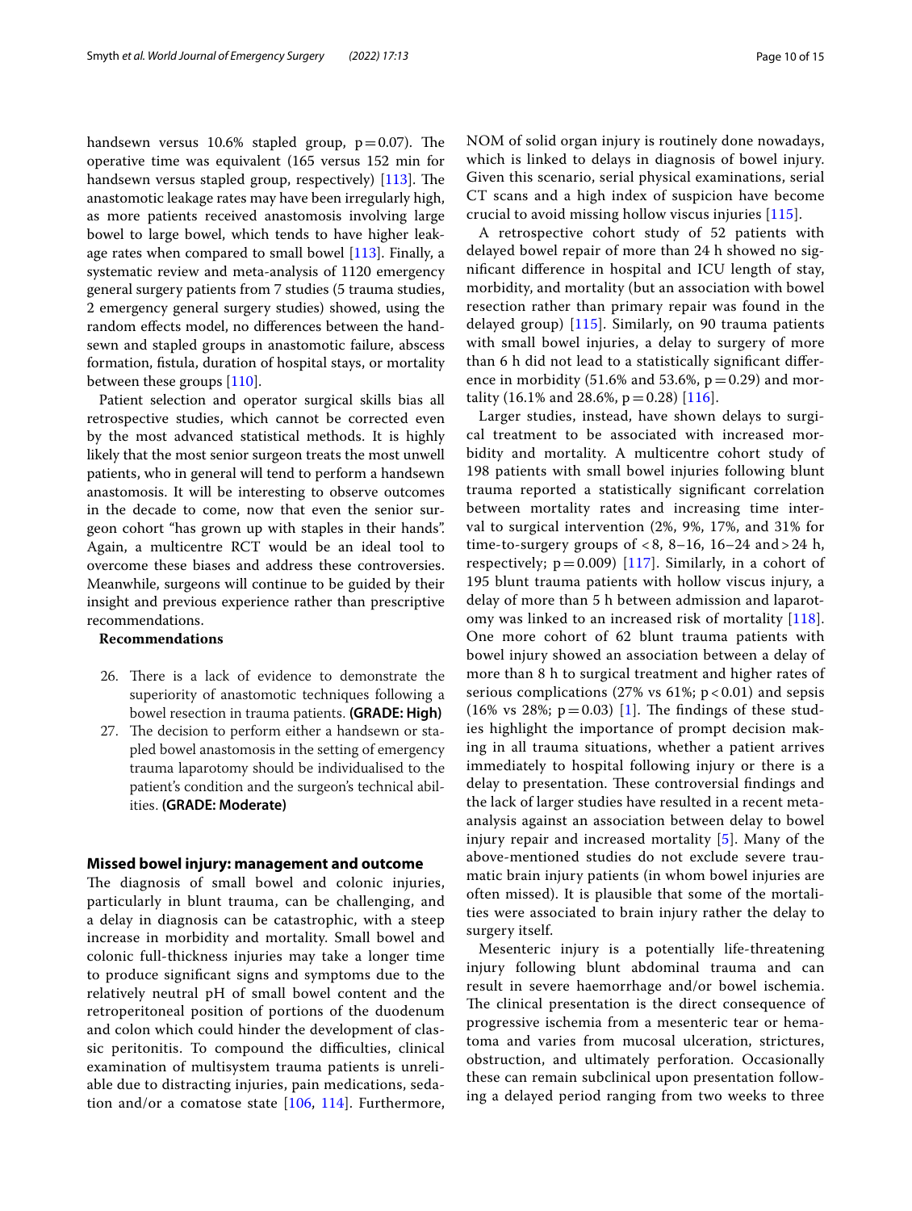handsewn versus 10.6% stapled group, $p = 0.07$). The operative time was equivalent (165 versus 152 min for handsewn versus stapled group, respectively) [113]. The anastomotic leakage rates may have been irregularly high, as more patients received anastomosis involving large bowel to large bowel, which tends to have higher leakage rates when compared to small bowel [113]. Finally, a systematic review and meta-analysis of 1120 emergency general surgery patients from 7 studies (5 trauma studies, 2 emergency general surgery studies) showed, using the random effects model, no differences between the handsewn and stapled groups in anastomotic failure, abscess formation, fistula, duration of hospital stays, or mortality between these groups [110].

Patient selection and operator surgical skills bias all retrospective studies, which cannot be corrected even by the most advanced statistical methods. It is highly likely that the most senior surgeon treats the most unwell patients, who in general will tend to perform a handsewn anastomosis. It will be interesting to observe outcomes in the decade to come, now that even the senior surgeon cohort "has grown up with staples in their hands". Again, a multicentre RCT would be an ideal tool to overcome these biases and address these controversies. Meanwhile, surgeons will continue to be guided by their insight and previous experience rather than prescriptive recommendations.

**Recommendations**

26. There is a lack of evidence to demonstrate the superiority of anastomotic techniques following a bowel resection in trauma patients. **(GRADE: High)**
27. The decision to perform either a handsewn or stapled bowel anastomosis in the setting of emergency trauma laparotomy should be individualised to the patient's condition and the surgeon's technical abilities. **(GRADE: Moderate)**

## Missed bowel injury: management and outcome

The diagnosis of small bowel and colonic injuries, particularly in blunt trauma, can be challenging, and a delay in diagnosis can be catastrophic, with a steep increase in morbidity and mortality. Small bowel and colonic full-thickness injuries may take a longer time to produce significant signs and symptoms due to the relatively neutral pH of small bowel content and the retroperitoneal position of portions of the duodenum and colon which could hinder the development of classic peritonitis. To compound the difficulties, clinical examination of multisystem trauma patients is unreliable due to distracting injuries, pain medications, sedation and/or a comatose state [106, 114]. Furthermore, NOM of solid organ injury is routinely done nowadays, which is linked to delays in diagnosis of bowel injury. Given this scenario, serial physical examinations, serial CT scans and a high index of suspicion have become crucial to avoid missing hollow viscus injuries [115].

A retrospective cohort study of 52 patients with delayed bowel repair of more than 24 h showed no significant difference in hospital and ICU length of stay, morbidity, and mortality (but an association with bowel resection rather than primary repair was found in the delayed group) [115]. Similarly, on 90 trauma patients with small bowel injuries, a delay to surgery of more than 6 h did not lead to a statistically significant difference in morbidity (51.6% and 53.6%, $p = 0.29$) and mortality (16.1% and 28.6%, $p = 0.28$) [116].

Larger studies, instead, have shown delays to surgical treatment to be associated with increased morbidity and mortality. A multicentre cohort study of 198 patients with small bowel injuries following blunt trauma reported a statistically significant correlation between mortality rates and increasing time interval to surgical intervention (2%, 9%, 17%, and 31% for time-to-surgery groups of < 8, 8–16, 16–24 and > 24 h, respectively; $p = 0.009$) [117]. Similarly, in a cohort of 195 blunt trauma patients with hollow viscus injury, a delay of more than 5 h between admission and laparotomy was linked to an increased risk of mortality [118]. One more cohort of 62 blunt trauma patients with bowel injury showed an association between a delay of more than 8 h to surgical treatment and higher rates of serious complications (27% vs 61%; $p < 0.01$) and sepsis (16% vs 28%; $p = 0.03$) [1]. The findings of these studies highlight the importance of prompt decision making in all trauma situations, whether a patient arrives immediately to hospital following injury or there is a delay to presentation. These controversial findings and the lack of larger studies have resulted in a recent meta-analysis against an association between delay to bowel injury repair and increased mortality [5]. Many of the above-mentioned studies do not exclude severe traumatic brain injury patients (in whom bowel injuries are often missed). It is plausible that some of the mortalities were associated to brain injury rather the delay to surgery itself.

Mesenteric injury is a potentially life-threatening injury following blunt abdominal trauma and can result in severe haemorrhage and/or bowel ischemia. The clinical presentation is the direct consequence of progressive ischemia from a mesenteric tear or haematoma and varies from mucosal ulceration, strictures, obstruction, and ultimately perforation. Occasionally these can remain subclinical upon presentation following a delayed period ranging from two weeks to three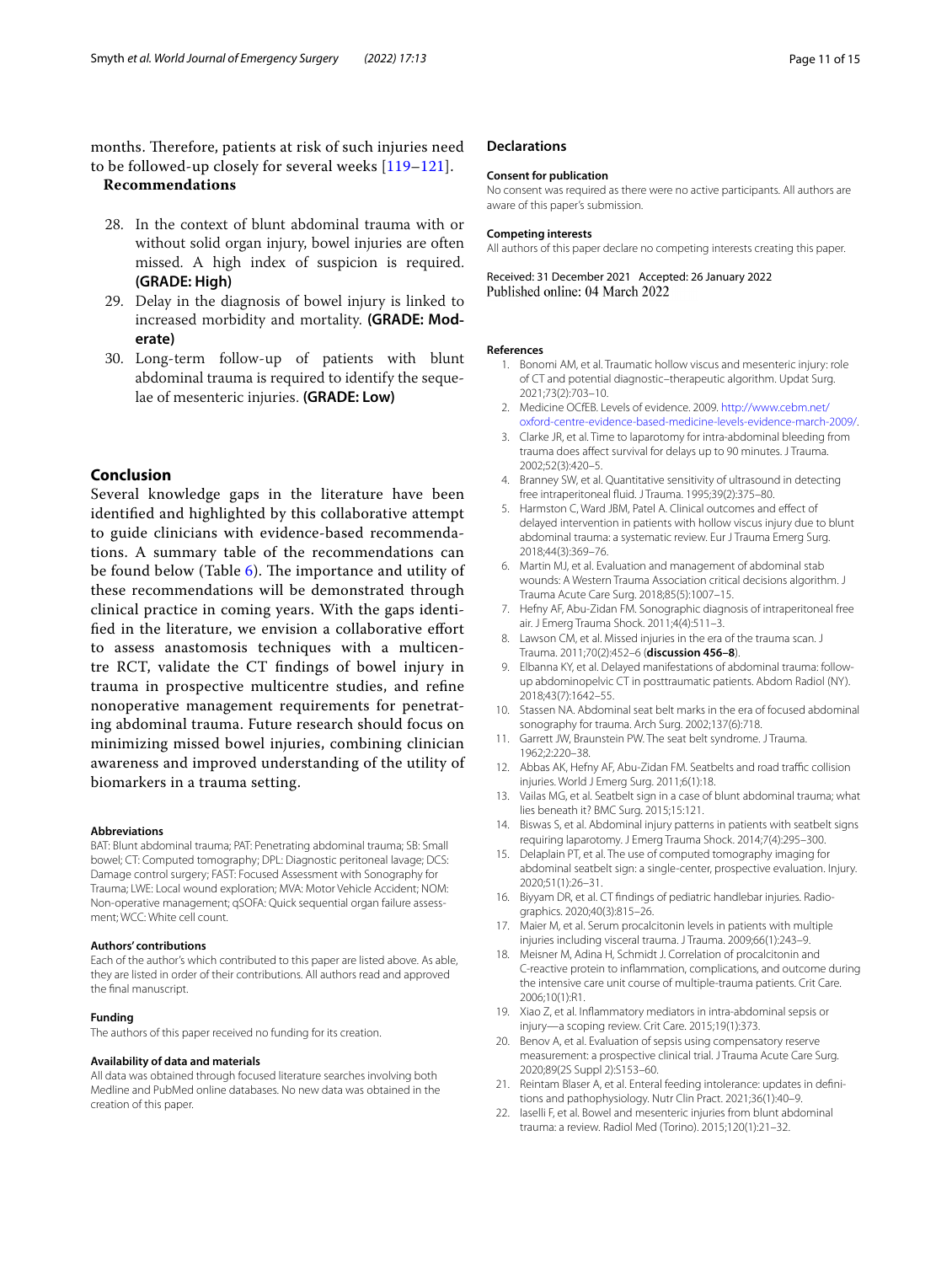months. Therefore, patients at risk of such injuries need to be followed-up closely for several weeks [119–121].

**Recommendations**

28. In the context of blunt abdominal trauma with or without solid organ injury, bowel injuries are often missed. A high index of suspicion is required. **(GRADE: High)**
29. Delay in the diagnosis of bowel injury is linked to increased morbidity and mortality. **(GRADE: Moderate)**
30. Long-term follow-up of patients with blunt abdominal trauma is required to identify the sequelae of mesenteric injuries. **(GRADE: Low)**

## Conclusion

Several knowledge gaps in the literature have been identified and highlighted by this collaborative attempt to guide clinicians with evidence-based recommendations. A summary table of the recommendations can be found below (Table 6). The importance and utility of these recommendations will be demonstrated through clinical practice in coming years. With the gaps identified in the literature, we envision a collaborative effort to assess anastomosis techniques with a multicentre RCT, validate the CT findings of bowel injury in trauma in prospective multicentre studies, and refine nonoperative management requirements for penetrating abdominal trauma. Future research should focus on minimizing missed bowel injuries, combining clinician awareness and improved understanding of the utility of biomarkers in a trauma setting.

#### Abbreviations

BAT: Blunt abdominal trauma; PAT: Penetrating abdominal trauma; SB: Small bowel; CT: Computed tomography; DPL: Diagnostic peritoneal lavage; DCS: Damage control surgery; FAST: Focused Assessment with Sonography for Trauma; LWE: Local wound exploration; MVA: Motor Vehicle Accident; NOM: Non-operative management; qSOFA: Quick sequential organ failure assessment; WCC: White cell count.

#### Authors' contributions

Each of the author's which contributed to this paper are listed above. As able, they are listed in order of their contributions. All authors read and approved the final manuscript.

#### Funding

The authors of this paper received no funding for its creation.

#### Availability of data and materials

All data was obtained through focused literature searches involving both Medline and PubMed online databases. No new data was obtained in the creation of this paper.

## Declarations

#### Consent for publication

No consent was required as there were no active participants. All authors are aware of this paper's submission.

#### Competing interests

All authors of this paper declare no competing interests creating this paper.

Received: 31 December 2021 Accepted: 26 January 2022
Published online: 04 March 2022

#### References

1. Bonomi AM, et al. Traumatic hollow viscus and mesenteric injury: role of CT and potential diagnostic–therapeutic algorithm. Updat Surg. 2021;73(2):703–10.
2. Medicine OCfEB. Levels of evidence. 2009. http://www.cebm.net/oxford-centre-evidence-based-medicine-levels-evidence-march-2009/.
3. Clarke JR, et al. Time to laparotomy for intra-abdominal bleeding from trauma does affect survival for delays up to 90 minutes. J Trauma. 2002;52(3):420–5.
4. Branney SW, et al. Quantitative sensitivity of ultrasound in detecting free intraperitoneal fluid. J Trauma. 1995;39(2):375–80.
5. Harmston C, Ward JBM, Patel A. Clinical outcomes and effect of delayed intervention in patients with hollow viscus injury due to blunt abdominal trauma: a systematic review. Eur J Trauma Emerg Surg. 2018;44(3):369–76.
6. Martin MJ, et al. Evaluation and management of abdominal stab wounds: A Western Trauma Association critical decisions algorithm. J Trauma Acute Care Surg. 2018;85(5):1007–15.
7. Hefny AF, Abu-Zidan FM. Sonographic diagnosis of intraperitoneal free air. J Emerg Trauma Shock. 2011;4(4):511–3.
8. Lawson CM, et al. Missed injuries in the era of the trauma scan. J Trauma. 2011;70(2):452–6 (**discussion 456–8**).
9. Elbanna KY, et al. Delayed manifestations of abdominal trauma: follow-up abdominopelvic CT in posttraumatic patients. Abdom Radiol (NY). 2018;43(7):1642–55.
10. Stassen NA. Abdominal seat belt marks in the era of focused abdominal sonography for trauma. Arch Surg. 2002;137(6):718.
11. Garrett JW, Braunstein PW. The seat belt syndrome. J Trauma. 1962;2:220–38.
12. Abbas AK, Hefny AF, Abu-Zidan FM. Seatbelts and road traffic collision injuries. World J Emerg Surg. 2011;6(1):18.
13. Vailas MG, et al. Seatbelt sign in a case of blunt abdominal trauma; what lies beneath it? BMC Surg. 2015;15:121.
14. Biswas S, et al. Abdominal injury patterns in patients with seatbelt signs requiring laparotomy. J Emerg Trauma Shock. 2014;7(4):295–300.
15. Delaplain PT, et al. The use of computed tomography imaging for abdominal seatbelt sign: a single-center, prospective evaluation. Injury. 2020;51(1):26–31.
16. Biyyam DR, et al. CT findings of pediatric handlebar injuries. Radiographics. 2020;40(3):815–26.
17. Maier M, et al. Serum procalcitonin levels in patients with multiple injuries including visceral trauma. J Trauma. 2009;66(1):243–9.
18. Meisner M, Adina H, Schmidt J. Correlation of procalcitonin and C-reactive protein to inflammation, complications, and outcome during the intensive care unit course of multiple-trauma patients. Crit Care. 2006;10(1):R1.
19. Xiao Z, et al. Inflammatory mediators in intra-abdominal sepsis or injury—a scoping review. Crit Care. 2015;19(1):373.
20. Benov A, et al. Evaluation of sepsis using compensatory reserve measurement: a prospective clinical trial. J Trauma Acute Care Surg. 2020;89(2S Suppl 2):S153–60.
21. Reintam Blaser A, et al. Enteral feeding intolerance: updates in definitions and pathophysiology. Nutr Clin Pract. 2021;36(1):40–9.
22. Iaselli F, et al. Bowel and mesenteric injuries from blunt abdominal trauma: a review. Radiol Med (Torino). 2015;120(1):21–32.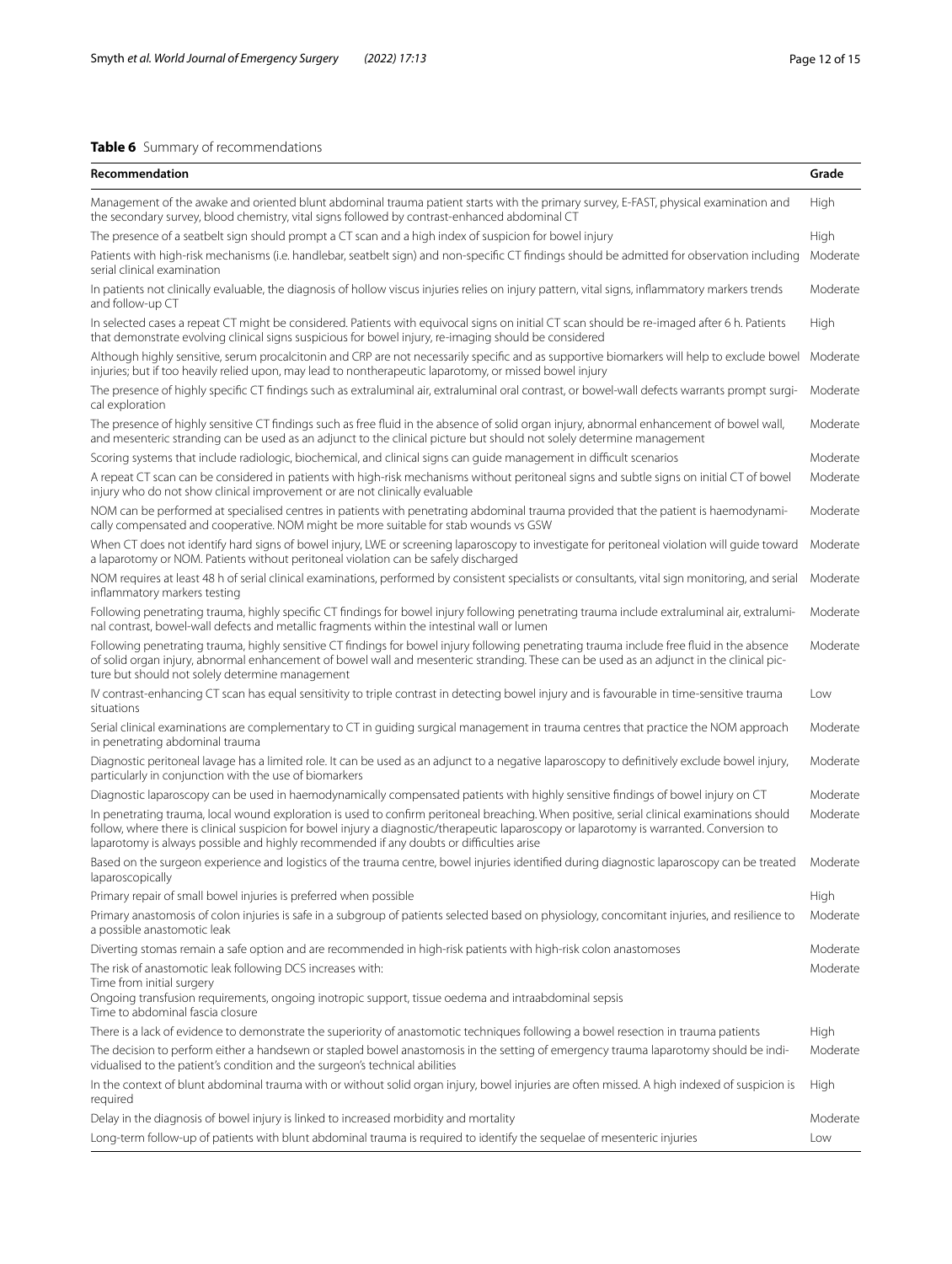**Table 6** Summary of recommendations

| Recommendation | Grade |
|---|---|
| Management of the awake and oriented blunt abdominal trauma patient starts with the primary survey, E-FAST, physical examination and the secondary survey, blood chemistry, vital signs followed by contrast-enhanced abdominal CT | High |
| The presence of a seatbelt sign should prompt a CT scan and a high index of suspicion for bowel injury | High |
| Patients with high-risk mechanisms (i.e. handlebar, seatbelt sign) and non-specific CT findings should be admitted for observation including serial clinical examination | Moderate |
| In patients not clinically evaluable, the diagnosis of hollow viscus injuries relies on injury pattern, vital signs, inflammatory markers trends and follow-up CT | Moderate |
| In selected cases a repeat CT might be considered. Patients with equivocal signs on initial CT scan should be re-imaged after 6 h. Patients that demonstrate evolving clinical signs suspicious for bowel injury, re-imaging should be considered | High |
| Although highly sensitive, serum procalcitonin and CRP are not necessarily specific and as supportive biomarkers will help to exclude bowel injuries; but if too heavily relied upon, may lead to nontherapeutic laparotomy, or missed bowel injury | Moderate |
| The presence of highly specific CT findings such as extraluminal air, extraluminal oral contrast, or bowel-wall defects warrants prompt surgical exploration | Moderate |
| The presence of highly sensitive CT findings such as free fluid in the absence of solid organ injury, abnormal enhancement of bowel wall, and mesenteric stranding can be used as an adjunct to the clinical picture but should not solely determine management | Moderate |
| Scoring systems that include radiologic, biochemical, and clinical signs can guide management in difficult scenarios | Moderate |
| A repeat CT scan can be considered in patients with high-risk mechanisms without peritoneal signs and subtle signs on initial CT of bowel injury who do not show clinical improvement or are not clinically evaluable | Moderate |
| NOM can be performed at specialised centres in patients with penetrating abdominal trauma provided that the patient is haemodynamically compensated and cooperative. NOM might be more suitable for stab wounds vs GSW | Moderate |
| When CT does not identify hard signs of bowel injury, LWE or screening laparoscopy to investigate for peritoneal violation will guide toward a laparotomy or NOM. Patients without peritoneal violation can be safely discharged | Moderate |
| NOM requires at least 48 h of serial clinical examinations, performed by consistent specialists or consultants, vital sign monitoring, and serial inflammatory markers testing | Moderate |
| Following penetrating trauma, highly specific CT findings for bowel injury following penetrating trauma include extraluminal air, extraluminal contrast, bowel-wall defects and metallic fragments within the intestinal wall or lumen | Moderate |
| Following penetrating trauma, highly sensitive CT findings for bowel injury following penetrating trauma include free fluid in the absence of solid organ injury, abnormal enhancement of bowel wall and mesenteric stranding. These can be used as an adjunct in the clinical picture but should not solely determine management | Moderate |
| IV contrast-enhancing CT scan has equal sensitivity to triple contrast in detecting bowel injury and is favourable in time-sensitive trauma situations | Low |
| Serial clinical examinations are complementary to CT in guiding surgical management in trauma centres that practice the NOM approach in penetrating abdominal trauma | Moderate |
| Diagnostic peritoneal lavage has a limited role. It can be used as an adjunct to a negative laparoscopy to definitively exclude bowel injury, particularly in conjunction with the use of biomarkers | Moderate |
| Diagnostic laparoscopy can be used in haemodynamically compensated patients with highly sensitive findings of bowel injury on CT | Moderate |
| In penetrating trauma, local wound exploration is used to confirm peritoneal breaching. When positive, serial clinical examinations should follow, where there is clinical suspicion for bowel injury a diagnostic/therapeutic laparoscopy or laparotomy is warranted. Conversion to laparotomy is always possible and highly recommended if any doubts or difficulties arise | Moderate |
| Based on the surgeon experience and logistics of the trauma centre, bowel injuries identified during diagnostic laparoscopy can be treated laparoscopically | Moderate |
| Primary repair of small bowel injuries is preferred when possible | High |
| Primary anastomosis of colon injuries is safe in a subgroup of patients selected based on physiology, concomitant injuries, and resilience to a possible anastomotic leak | Moderate |
| Diverting stomas remain a safe option and are recommended in high-risk patients with high-risk colon anastomoses | Moderate |
| The risk of anastomotic leak following DCS increases with:<br>Time from initial surgery<br>Ongoing transfusion requirements, ongoing inotropic support, tissue oedema and intraabdominal sepsis<br>Time to abdominal fascia closure | Moderate |
| There is a lack of evidence to demonstrate the superiority of anastomotic techniques following a bowel resection in trauma patients | High |
| The decision to perform either a handsewn or stapled bowel anastomosis in the setting of emergency trauma laparotomy should be individualised to the patient's condition and the surgeon's technical abilities | Moderate |
| In the context of blunt abdominal trauma with or without solid organ injury, bowel injuries are often missed. A high indexed of suspicion is required | High |
| Delay in the diagnosis of bowel injury is linked to increased morbidity and mortality | Moderate |
| Long-term follow-up of patients with blunt abdominal trauma is required to identify the sequelae of mesenteric injuries | Low |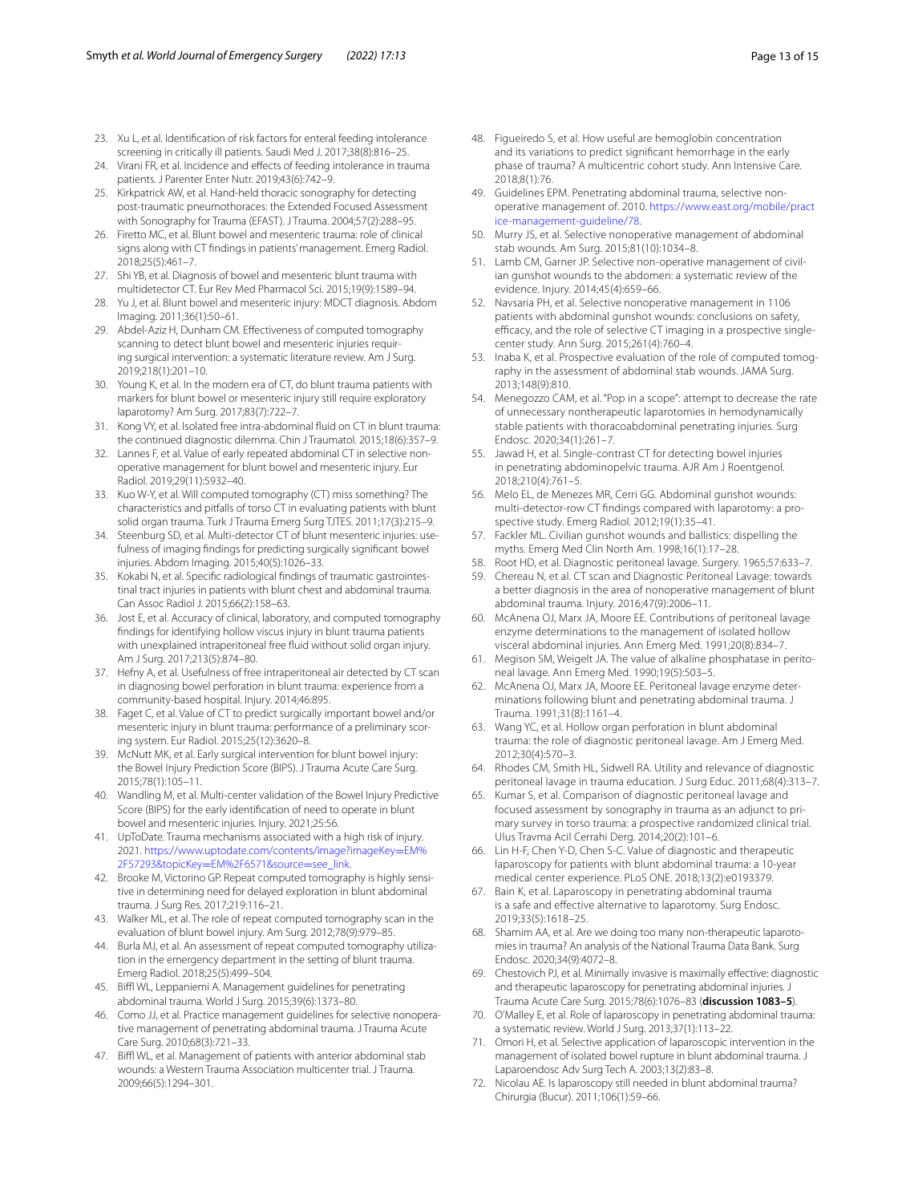23. Xu L, et al. Identification of risk factors for enteral feeding intolerance screening in critically ill patients. Saudi Med J. 2017;38(8):816–25.
24. Virani FR, et al. Incidence and effects of feeding intolerance in trauma patients. J Parenter Enter Nutr. 2019;43(6):742–9.
25. Kirkpatrick AW, et al. Hand-held thoracic sonography for detecting post-traumatic pneumothoraces: the Extended Focused Assessment with Sonography for Trauma (EFAST). J Trauma. 2004;57(2):288–95.
26. Firetto MC, et al. Blunt bowel and mesenteric trauma: role of clinical signs along with CT findings in patients' management. Emerg Radiol. 2018;25(5):461–7.
27. Shi YB, et al. Diagnosis of bowel and mesenteric blunt trauma with multidetector CT. Eur Rev Med Pharmacol Sci. 2015;19(9):1589–94.
28. Yu J, et al. Blunt bowel and mesenteric injury: MDCT diagnosis. Abdom Imaging. 2011;36(1):50–61.
29. Abdel-Aziz H, Dunham CM. Effectiveness of computed tomography scanning to detect blunt bowel and mesenteric injuries requiring surgical intervention: a systematic literature review. Am J Surg. 2019;218(1):201–10.
30. Young K, et al. In the modern era of CT, do blunt trauma patients with markers for blunt bowel or mesenteric injury still require exploratory laparotomy? Am Surg. 2017;83(7):722–7.
31. Kong VY, et al. Isolated free intra-abdominal fluid on CT in blunt trauma: the continued diagnostic dilemma. Chin J Traumatol. 2015;18(6):357–9.
32. Lannes F, et al. Value of early repeated abdominal CT in selective non-operative management for blunt bowel and mesenteric injury. Eur Radiol. 2019;29(11):5932–40.
33. Kuo W-Y, et al. Will computed tomography (CT) miss something? The characteristics and pitfalls of torso CT in evaluating patients with blunt solid organ trauma. Turk J Trauma Emerg Surg TJTES. 2011;17(3):215–9.
34. Steenburg SD, et al. Multi-detector CT of blunt mesenteric injuries: usefulness of imaging findings for predicting surgically significant bowel injuries. Abdom Imaging. 2015;40(5):1026–33.
35. Kokabi N, et al. Specific radiological findings of traumatic gastrointestinal tract injuries in patients with blunt chest and abdominal trauma. Can Assoc Radiol J. 2015;66(2):158–63.
36. Jost E, et al. Accuracy of clinical, laboratory, and computed tomography findings for identifying hollow viscus injury in blunt trauma patients with unexplained intraperitoneal free fluid without solid organ injury. Am J Surg. 2017;213(5):874–80.
37. Hefny A, et al. Usefulness of free intraperitoneal air detected by CT scan in diagnosing bowel perforation in blunt trauma: experience from a community-based hospital. Injury. 2014;46:895.
38. Faget C, et al. Value of CT to predict surgically important bowel and/or mesenteric injury in blunt trauma: performance of a preliminary scoring system. Eur Radiol. 2015;25(12):3620–8.
39. McNutt MK, et al. Early surgical intervention for blunt bowel injury: the Bowel Injury Prediction Score (BIPS). J Trauma Acute Care Surg. 2015;78(1):105–11.
40. Wandling M, et al. Multi-center validation of the Bowel Injury Predictive Score (BIPS) for the early identification of need to operate in blunt bowel and mesenteric injuries. Injury. 2021;25:56.
41. UpToDate. Trauma mechanisms associated with a high risk of injury. 2021. https://www.uptodate.com/contents/image?imageKey=EM%2F57293&topicKey=EM%2F6571&source=see_link.
42. Brooke M, Victorino GP. Repeat computed tomography is highly sensitive in determining need for delayed exploration in blunt abdominal trauma. J Surg Res. 2017;219:116–21.
43. Walker ML, et al. The role of repeat computed tomography scan in the evaluation of blunt bowel injury. Am Surg. 2012;78(9):979–85.
44. Burla MJ, et al. An assessment of repeat computed tomography utilization in the emergency department in the setting of blunt trauma. Emerg Radiol. 2018;25(5):499–504.
45. Biffl WL, Leppaniemi A. Management guidelines for penetrating abdominal trauma. World J Surg. 2015;39(6):1373–80.
46. Como JJ, et al. Practice management guidelines for selective nonoperative management of penetrating abdominal trauma. J Trauma Acute Care Surg. 2010;68(3):721–33.
47. Biffl WL, et al. Management of patients with anterior abdominal stab wounds: a Western Trauma Association multicenter trial. J Trauma. 2009;66(5):1294–301.
48. Figueiredo S, et al. How useful are hemoglobin concentration and its variations to predict significant hemorrhage in the early phase of trauma? A multicentric cohort study. Ann Intensive Care. 2018;8(1):76.
49. Guidelines EPM. Penetrating abdominal trauma, selective non-operative management of. 2010. https://www.east.org/mobile/practice-management-guideline/78.
50. Murry JS, et al. Selective nonoperative management of abdominal stab wounds. Am Surg. 2015;81(10):1034–8.
51. Lamb CM, Garner JP. Selective non-operative management of civilian gunshot wounds to the abdomen: a systematic review of the evidence. Injury. 2014;45(4):659–66.
52. Navsaria PH, et al. Selective nonoperative management in 1106 patients with abdominal gunshot wounds: conclusions on safety, efficacy, and the role of selective CT imaging in a prospective single-center study. Ann Surg. 2015;261(4):760–4.
53. Inaba K, et al. Prospective evaluation of the role of computed tomography in the assessment of abdominal stab wounds. JAMA Surg. 2013;148(9):810.
54. Menegozzo CAM, et al. "Pop in a scope": attempt to decrease the rate of unnecessary nontherapeutic laparotomies in hemodynamically stable patients with thoracoabdominal penetrating injuries. Surg Endosc. 2020;34(1):261–7.
55. Jawad H, et al. Single-contrast CT for detecting bowel injuries in penetrating abdominopelvic trauma. AJR Am J Roentgenol. 2018;210(4):761–5.
56. Melo EL, de Menezes MR, Cerri GG. Abdominal gunshot wounds: multi-detector-row CT findings compared with laparotomy: a prospective study. Emerg Radiol. 2012;19(1):35–41.
57. Fackler ML. Civilian gunshot wounds and ballistics: dispelling the myths. Emerg Med Clin North Am. 1998;16(1):17–28.
58. Root HD, et al. Diagnostic peritoneal lavage. Surgery. 1965;57:633–7.
59. Chereau N, et al. CT scan and Diagnostic Peritoneal Lavage: towards a better diagnosis in the area of nonoperative management of blunt abdominal trauma. Injury. 2016;47(9):2006–11.
60. McAnena OJ, Marx JA, Moore EE. Contributions of peritoneal lavage enzyme determinations to the management of isolated hollow visceral abdominal injuries. Ann Emerg Med. 1991;20(8):834–7.
61. Megison SM, Weigelt JA. The value of alkaline phosphatase in peritoneal lavage. Ann Emerg Med. 1990;19(5):503–5.
62. McAnena OJ, Marx JA, Moore EE. Peritoneal lavage enzyme determinations following blunt and penetrating abdominal trauma. J Trauma. 1991;31(8):1161–4.
63. Wang YC, et al. Hollow organ perforation in blunt abdominal trauma: the role of diagnostic peritoneal lavage. Am J Emerg Med. 2012;30(4):570–3.
64. Rhodes CM, Smith HL, Sidwell RA. Utility and relevance of diagnostic peritoneal lavage in trauma education. J Surg Educ. 2011;68(4):313–7.
65. Kumar S, et al. Comparison of diagnostic peritoneal lavage and focused assessment by sonography in trauma as an adjunct to primary survey in torso trauma: a prospective randomized clinical trial. Ulus Travma Acil Cerrahi Derg. 2014;20(2):101–6.
66. Lin H-F, Chen Y-D, Chen S-C. Value of diagnostic and therapeutic laparoscopy for patients with blunt abdominal trauma: a 10-year medical center experience. PLoS ONE. 2018;13(2):e0193379.
67. Bain K, et al. Laparoscopy in penetrating abdominal trauma is a safe and effective alternative to laparotomy. Surg Endosc. 2019;33(5):1618–25.
68. Shamim AA, et al. Are we doing too many non-therapeutic laparotomies in trauma? An analysis of the National Trauma Data Bank. Surg Endosc. 2020;34(9):4072–8.
69. Chestovich PJ, et al. Minimally invasive is maximally effective: diagnostic and therapeutic laparoscopy for penetrating abdominal injuries. J Trauma Acute Care Surg. 2015;78(6):1076–83 (**discussion 1083–5**).
70. O'Malley E, et al. Role of laparoscopy in penetrating abdominal trauma: a systematic review. World J Surg. 2013;37(1):113–22.
71. Omori H, et al. Selective application of laparoscopic intervention in the management of isolated bowel rupture in blunt abdominal trauma. J Laparoendosc Adv Surg Tech A. 2003;13(2):83–8.
72. Nicolau AE. Is laparoscopy still needed in blunt abdominal trauma? Chirurgia (Bucur). 2011;106(1):59–66.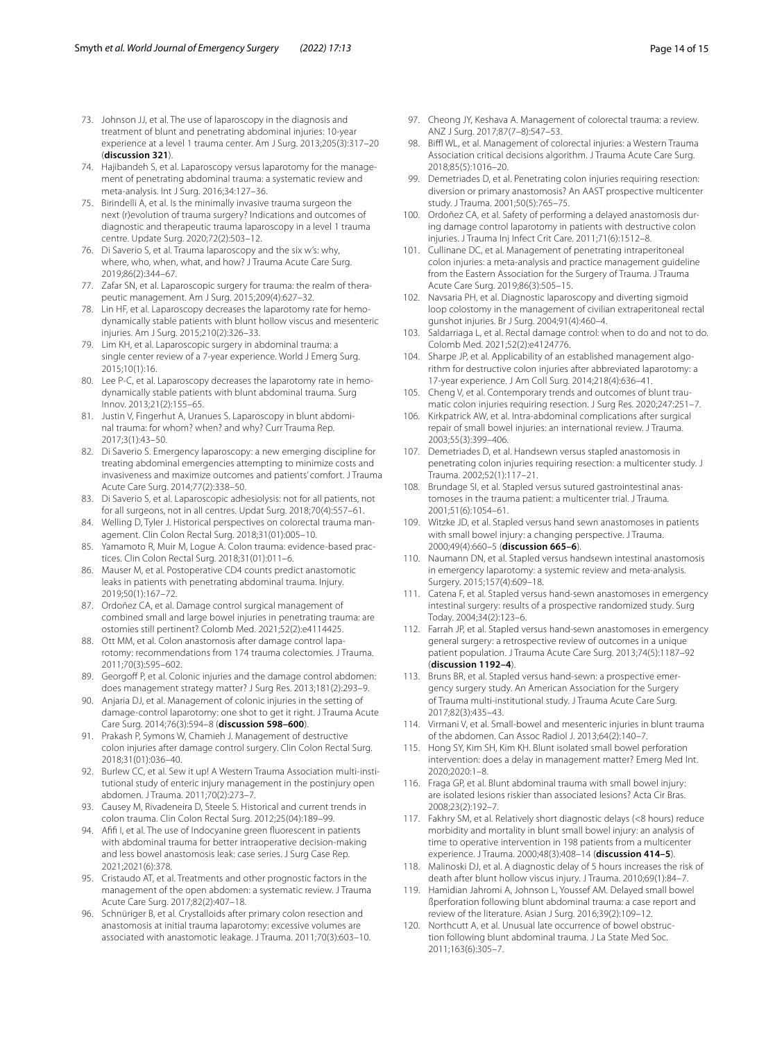73. Johnson JJ, et al. The use of laparoscopy in the diagnosis and treatment of blunt and penetrating abdominal injuries: 10-year experience at a level 1 trauma center. Am J Surg. 2013;205(3):317–20 (**discussion 321**).
74. Hajibandeh S, et al. Laparoscopy versus laparotomy for the management of penetrating abdominal trauma: a systematic review and meta-analysis. Int J Surg. 2016;34:127–36.
75. Birindelli A, et al. Is the minimally invasive trauma surgeon the next (r)evolution of trauma surgery? Indications and outcomes of diagnostic and therapeutic trauma laparoscopy in a level 1 trauma centre. Update Surg. 2020;72(2):503–12.
76. Di Saverio S, et al. Trauma laparoscopy and the six w's: why, where, who, when, what, and how? J Trauma Acute Care Surg. 2019;86(2):344–67.
77. Zafar SN, et al. Laparoscopic surgery for trauma: the realm of therapeutic management. Am J Surg. 2015;209(4):627–32.
78. Lin HF, et al. Laparoscopy decreases the laparotomy rate for hemodynamically stable patients with blunt hollow viscus and mesenteric injuries. Am J Surg. 2015;210(2):326–33.
79. Lim KH, et al. Laparoscopic surgery in abdominal trauma: a single center review of a 7-year experience. World J Emerg Surg. 2015;10(1):16.
80. Lee P-C, et al. Laparoscopy decreases the laparotomy rate in hemodynamically stable patients with blunt abdominal trauma. Surg Innov. 2013;21(2):155–65.
81. Justin V, Fingerhut A, Uranues S. Laparoscopy in blunt abdominal trauma: for whom? when? and why? Curr Trauma Rep. 2017;3(1):43–50.
82. Di Saverio S. Emergency laparoscopy: a new emerging discipline for treating abdominal emergencies attempting to minimize costs and invasiveness and maximize outcomes and patients' comfort. J Trauma Acute Care Surg. 2014;77(2):338–50.
83. Di Saverio S, et al. Laparoscopic adhesiolysis: not for all patients, not for all surgeons, not in all centres. Updat Surg. 2018;70(4):557–61.
84. Welling D, Tyler J. Historical perspectives on colorectal trauma management. Clin Colon Rectal Surg. 2018;31(01):005–10.
85. Yamamoto R, Muir M, Logue A. Colon trauma: evidence-based practices. Clin Colon Rectal Surg. 2018;31(01):011–6.
86. Mauser M, et al. Postoperative CD4 counts predict anastomotic leaks in patients with penetrating abdominal trauma. Injury. 2019;50(1):167–72.
87. Ordoñez CA, et al. Damage control surgical management of combined small and large bowel injuries in penetrating trauma: are ostomies still pertinent? Colomb Med. 2021;52(2):e4114425.
88. Ott MM, et al. Colon anastomosis after damage control laparotomy: recommendations from 174 trauma colectomies. J Trauma. 2011;70(3):595–602.
89. Georgoff P, et al. Colonic injuries and the damage control abdomen: does management strategy matter? J Surg Res. 2013;181(2):293–9.
90. Anjaria DJ, et al. Management of colonic injuries in the setting of damage-control laparotomy: one shot to get it right. J Trauma Acute Care Surg. 2014;76(3):594–8 (**discussion 598–600**).
91. Prakash P, Symons W, Chamieh J. Management of destructive colon injuries after damage control surgery. Clin Colon Rectal Surg. 2018;31(01):036–40.
92. Burlew CC, et al. Sew it up! A Western Trauma Association multi-institutional study of enteric injury management in the postinjury open abdomen. J Trauma. 2011;70(2):273–7.
93. Causey M, Rivadeneira D, Steele S. Historical and current trends in colon trauma. Clin Colon Rectal Surg. 2012;25(04):189–99.
94. Afifi I, et al. The use of Indocyanine green fluorescent in patients with abdominal trauma for better intraoperative decision-making and less bowel anastomosis leak: case series. J Surg Case Rep. 2021;2021(6):378.
95. Cristaudo AT, et al. Treatments and other prognostic factors in the management of the open abdomen: a systematic review. J Trauma Acute Care Surg. 2017;82(2):407–18.
96. Schnüriger B, et al. Crystalloids after primary colon resection and anastomosis at initial trauma laparotomy: excessive volumes are associated with anastomotic leakage. J Trauma. 2011;70(3):603–10.
97. Cheong JY, Keshava A. Management of colorectal trauma: a review. ANZ J Surg. 2017;87(7–8):547–53.
98. Biffl WL, et al. Management of colorectal injuries: a Western Trauma Association critical decisions algorithm. J Trauma Acute Care Surg. 2018;85(5):1016–20.
99. Demetriades D, et al. Penetrating colon injuries requiring resection: diversion or primary anastomosis? An AAST prospective multicenter study. J Trauma. 2001;50(5):765–75.
100. Ordoñez CA, et al. Safety of performing a delayed anastomosis during damage control laparotomy in patients with destructive colon injuries. J Trauma Inj Infect Crit Care. 2011;71(6):1512–8.
101. Cullinane DC, et al. Management of penetrating intraperitoneal colon injuries: a meta-analysis and practice management guideline from the Eastern Association for the Surgery of Trauma. J Trauma Acute Care Surg. 2019;86(3):505–15.
102. Navsaria PH, et al. Diagnostic laparoscopy and diverting sigmoid loop colostomy in the management of civilian extraperitoneal rectal gunshot injuries. Br J Surg. 2004;91(4):460–4.
103. Saldarriaga L, et al. Rectal damage control: when to do and not to do. Colomb Med. 2021;52(2):e4124776.
104. Sharpe JP, et al. Applicability of an established management algorithm for destructive colon injuries after abbreviated laparotomy: a 17-year experience. J Am Coll Surg. 2014;218(4):636–41.
105. Cheng V, et al. Contemporary trends and outcomes of blunt traumatic colon injuries requiring resection. J Surg Res. 2020;247:251–7.
106. Kirkpatrick AW, et al. Intra-abdominal complications after surgical repair of small bowel injuries: an international review. J Trauma. 2003;55(3):399–406.
107. Demetriades D, et al. Handsewn versus stapled anastomosis in penetrating colon injuries requiring resection: a multicenter study. J Trauma. 2002;52(1):117–21.
108. Brundage SI, et al. Stapled versus sutured gastrointestinal anastomoses in the trauma patient: a multicenter trial. J Trauma. 2001;51(6):1054–61.
109. Witzke JD, et al. Stapled versus hand sewn anastomoses in patients with small bowel injury: a changing perspective. J Trauma. 2000;49(4):660–5 (**discussion 665–6**).
110. Naumann DN, et al. Stapled versus handsewn intestinal anastomosis in emergency laparotomy: a systemic review and meta-analysis. Surgery. 2015;157(4):609–18.
111. Catena F, et al. Stapled versus hand-sewn anastomoses in emergency intestinal surgery: results of a prospective randomized study. Surg Today. 2004;34(2):123–6.
112. Farrah JP, et al. Stapled versus hand-sewn anastomoses in emergency general surgery: a retrospective review of outcomes in a unique patient population. J Trauma Acute Care Surg. 2013;74(5):1187–92 (**discussion 1192–4**).
113. Bruns BR, et al. Stapled versus hand-sewn: a prospective emergency surgery study. An American Association for the Surgery of Trauma multi-institutional study. J Trauma Acute Care Surg. 2017;82(3):435–43.
114. Virmani V, et al. Small-bowel and mesenteric injuries in blunt trauma of the abdomen. Can Assoc Radiol J. 2013;64(2):140–7.
115. Hong SY, Kim SH, Kim KH. Blunt isolated small bowel perforation intervention: does a delay in management matter? Emerg Med Int. 2020;2020:1–8.
116. Fraga GP, et al. Blunt abdominal trauma with small bowel injury: are isolated lesions riskier than associated lesions? Acta Cir Bras. 2008;23(2):192–7.
117. Fakhry SM, et al. Relatively short diagnostic delays (<8 hours) reduce morbidity and mortality in blunt small bowel injury: an analysis of time to operative intervention in 198 patients from a multicenter experience. J Trauma. 2000;48(3):408–14 (**discussion 414–5**).
118. Malinoski DJ, et al. A diagnostic delay of 5 hours increases the risk of death after blunt hollow viscus injury. J Trauma. 2010;69(1):84–7.
119. Hamidian Jahromi A, Johnson L, Youssef AM. Delayed small bowel ßperforation following blunt abdominal trauma: a case report and review of the literature. Asian J Surg. 2016;39(2):109–12.
120. Northcutt A, et al. Unusual late occurrence of bowel obstruction following blunt abdominal trauma. J La State Med Soc. 2011;163(6):305–7.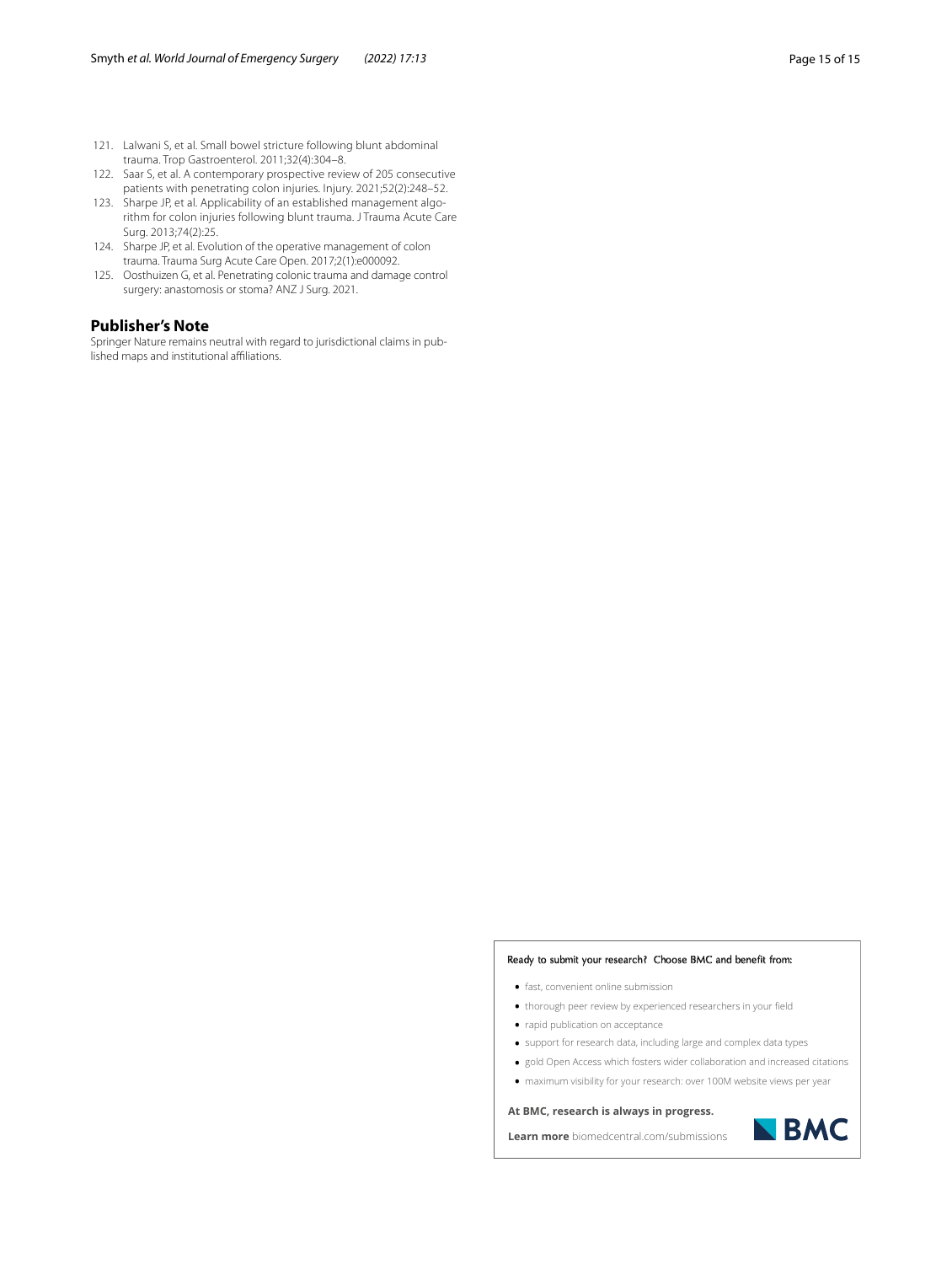121. Lalwani S, et al. Small bowel stricture following blunt abdominal trauma. Trop Gastroenterol. 2011;32(4):304–8.
122. Saar S, et al. A contemporary prospective review of 205 consecutive patients with penetrating colon injuries. Injury. 2021;52(2):248–52.
123. Sharpe JP, et al. Applicability of an established management algorithm for colon injuries following blunt trauma. J Trauma Acute Care Surg. 2013;74(2):25.
124. Sharpe JP, et al. Evolution of the operative management of colon trauma. Trauma Surg Acute Care Open. 2017;2(1):e000092.
125. Oosthuizen G, et al. Penetrating colonic trauma and damage control surgery: anastomosis or stoma? ANZ J Surg. 2021.

## Publisher's Note

Springer Nature remains neutral with regard to jurisdictional claims in published maps and institutional affiliations.

Ready to submit your research? Choose BMC and benefit from:

- fast, convenient online submission
- thorough peer review by experienced researchers in your field
- rapid publication on acceptance
- support for research data, including large and complex data types
- gold Open Access which fosters wider collaboration and increased citations
- maximum visibility for your research: over 100M website views per year

**At BMC, research is always in progress.**

**Learn more** biomedcentral.com/submissions

BMC